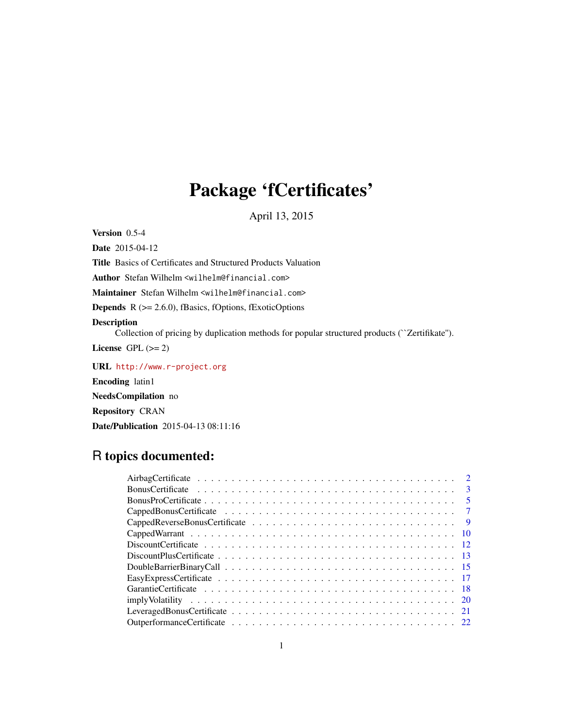# Package 'fCertificates'

April 13, 2015

**Version** 0.5-4

**Date** 2015-04-12

**Title** Basics of Certificates and Structured Products Valuation

**Author** Stefan Wilhelm <wilhelm@financial.com>

**Maintainer** Stefan Wilhelm <wilhelm@financial.com>

**Depends** R (>= 2.6.0), fBasics, fOptions, fExoticOptions

**Description**

Collection of pricing by duplication methods for popular structured products (``Zertifikate'').

**License** GPL (>= 2)

**URL** http://www.r-project.org

**Encoding** latin1

**NeedsCompilation** no

**Repository** CRAN

**Date/Publication** 2015-04-13 08:11:16

## R topics documented:

| | |
|---|---|
| AirbagCertificate | 2 |
| BonusCertificate | 3 |
| BonusProCertificate | 5 |
| CappedBonusCertificate | 7 |
| CappedReverseBonusCertificate | 9 |
| CappedWarrant | 10 |
| DiscountCertificate | 12 |
| DiscountPlusCertificate | 13 |
| DoubleBarrierBinaryCall | 15 |
| EasyExpressCertificate | 17 |
| GarantieCertificate | 18 |
| implyVolatility | 20 |
| LeveragedBonusCertificate | 21 |
| OutperformanceCertificate | 22 |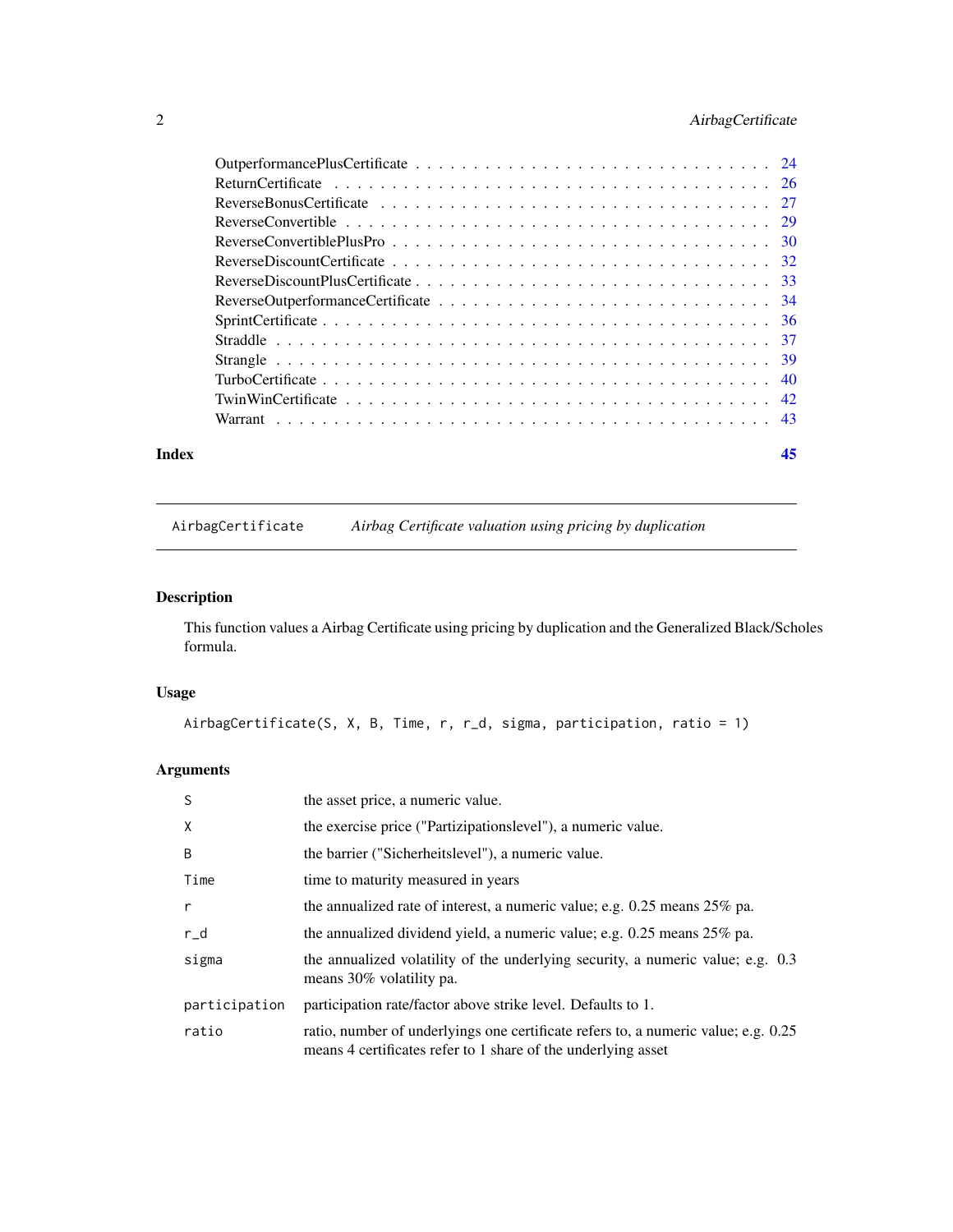OutperformancePlusCertificate . . . . . . . . . . . . . . . . . . . . . . . . . . . . . . . 24
ReturnCertificate . . . . . . . . . . . . . . . . . . . . . . . . . . . . . . . . . . . . . 26
ReverseBonusCertificate . . . . . . . . . . . . . . . . . . . . . . . . . . . . . . . . . 27
ReverseConvertible . . . . . . . . . . . . . . . . . . . . . . . . . . . . . . . . . . . . 29
ReverseConvertiblePlusPro . . . . . . . . . . . . . . . . . . . . . . . . . . . . . . . . 30
ReverseDiscountCertificate . . . . . . . . . . . . . . . . . . . . . . . . . . . . . . . . 32
ReverseDiscountPlusCertificate . . . . . . . . . . . . . . . . . . . . . . . . . . . . . . 33
ReverseOutperformanceCertificate . . . . . . . . . . . . . . . . . . . . . . . . . . . . . 34
SprintCertificate . . . . . . . . . . . . . . . . . . . . . . . . . . . . . . . . . . . . . 36
Straddle . . . . . . . . . . . . . . . . . . . . . . . . . . . . . . . . . . . . . . . . . 37
Strangle . . . . . . . . . . . . . . . . . . . . . . . . . . . . . . . . . . . . . . . . . 39
TurboCertificate . . . . . . . . . . . . . . . . . . . . . . . . . . . . . . . . . . . . . 40
TwinWinCertificate . . . . . . . . . . . . . . . . . . . . . . . . . . . . . . . . . . . . 42
Warrant . . . . . . . . . . . . . . . . . . . . . . . . . . . . . . . . . . . . . . . . . . 43

**Index** **45**

---

`AirbagCertificate` *Airbag Certificate valuation using pricing by duplication*

---

## Description

This function values a Airbag Certificate using pricing by duplication and the Generalized Black/Scholes formula.

## Usage

```
AirbagCertificate(S, X, B, Time, r, r_d, sigma, participation, ratio = 1)
```

## Arguments

| | |
|---|---|
| `S` | the asset price, a numeric value. |
| `X` | the exercise price ("Partizipationslevel"), a numeric value. |
| `B` | the barrier ("Sicherheitslevel"), a numeric value. |
| `Time` | time to maturity measured in years |
| `r` | the annualized rate of interest, a numeric value; e.g. 0.25 means 25% pa. |
| `r_d` | the annualized dividend yield, a numeric value; e.g. 0.25 means 25% pa. |
| `sigma` | the annualized volatility of the underlying security, a numeric value; e.g. 0.3 means 30% volatility pa. |
| `participation` | participation rate/factor above strike level. Defaults to 1. |
| `ratio` | ratio, number of underlyings one certificate refers to, a numeric value; e.g. 0.25 means 4 certificates refer to 1 share of the underlying asset |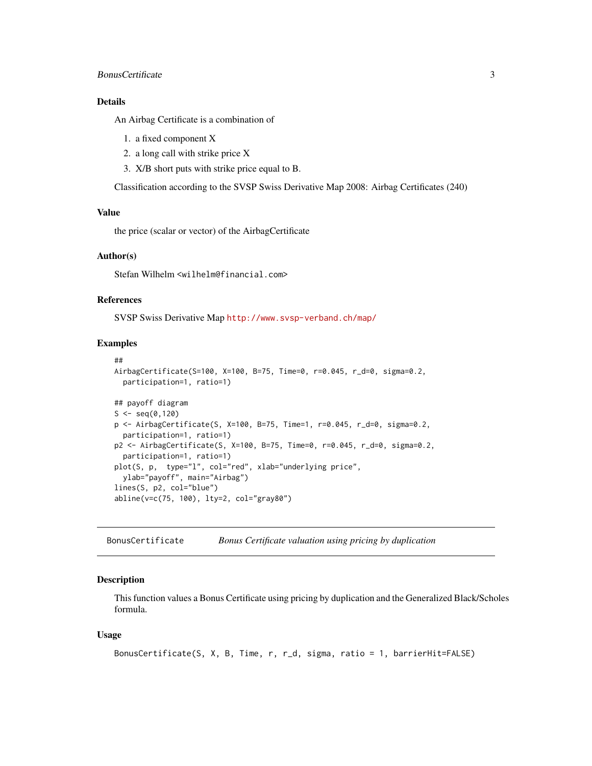### Details

An Airbag Certificate is a combination of

1. a fixed component X
2. a long call with strike price X
3. X/B short puts with strike price equal to B.

Classification according to the SVSP Swiss Derivative Map 2008: Airbag Certificates (240)

### Value

the price (scalar or vector) of the AirbagCertificate

### Author(s)

Stefan Wilhelm <wilhelm@financial.com>

### References

SVSP Swiss Derivative Map http://www.svsp-verband.ch/map/

### Examples

```
##
AirbagCertificate(S=100, X=100, B=75, Time=0, r=0.045, r_d=0, sigma=0.2,
  participation=1, ratio=1)

## payoff diagram
S <- seq(0,120)
p <- AirbagCertificate(S, X=100, B=75, Time=1, r=0.045, r_d=0, sigma=0.2,
  participation=1, ratio=1)
p2 <- AirbagCertificate(S, X=100, B=75, Time=0, r=0.045, r_d=0, sigma=0.2,
  participation=1, ratio=1)
plot(S, p,  type="l", col="red", xlab="underlying price",
  ylab="payoff", main="Airbag")
lines(S, p2, col="blue")
abline(v=c(75, 100), lty=2, col="gray80")
```

---

## BonusCertificate    *Bonus Certificate valuation using pricing by duplication*

---

### Description

This function values a Bonus Certificate using pricing by duplication and the Generalized Black/Scholes formula.

### Usage

```
BonusCertificate(S, X, B, Time, r, r_d, sigma, ratio = 1, barrierHit=FALSE)
```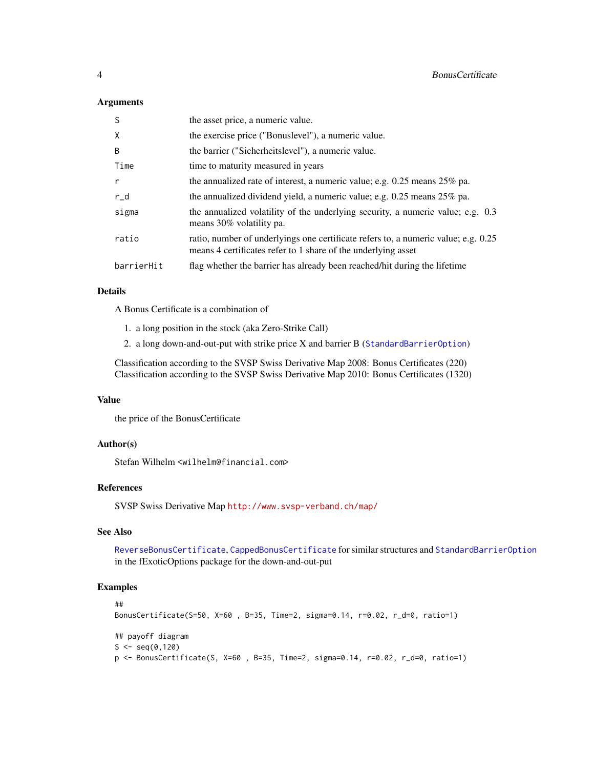### Arguments

| | |
|---|---|
| S | the asset price, a numeric value. |
| X | the exercise price ("Bonuslevel"), a numeric value. |
| B | the barrier ("Sicherheitslevel"), a numeric value. |
| Time | time to maturity measured in years |
| r | the annualized rate of interest, a numeric value; e.g. 0.25 means 25% pa. |
| r_d | the annualized dividend yield, a numeric value; e.g. 0.25 means 25% pa. |
| sigma | the annualized volatility of the underlying security, a numeric value; e.g. 0.3 means 30% volatility pa. |
| ratio | ratio, number of underlyings one certificate refers to, a numeric value; e.g. 0.25 means 4 certificates refer to 1 share of the underlying asset |
| barrierHit | flag whether the barrier has already been reached/hit during the lifetime |

### Details

A Bonus Certificate is a combination of

1. a long position in the stock (aka Zero-Strike Call)
2. a long down-and-out-put with strike price X and barrier B (StandardBarrierOption)

Classification according to the SVSP Swiss Derivative Map 2008: Bonus Certificates (220)
Classification according to the SVSP Swiss Derivative Map 2010: Bonus Certificates (1320)

### Value

the price of the BonusCertificate

### Author(s)

Stefan Wilhelm <wilhelm@financial.com>

### References

SVSP Swiss Derivative Map http://www.svsp-verband.ch/map/

### See Also

ReverseBonusCertificate, CappedBonusCertificate for similar structures and StandardBarrierOption in the fExoticOptions package for the down-and-out-put

### Examples

```
##
BonusCertificate(S=50, X=60 , B=35, Time=2, sigma=0.14, r=0.02, r_d=0, ratio=1)

## payoff diagram
S <- seq(0,120)
p <- BonusCertificate(S, X=60 , B=35, Time=2, sigma=0.14, r=0.02, r_d=0, ratio=1)
```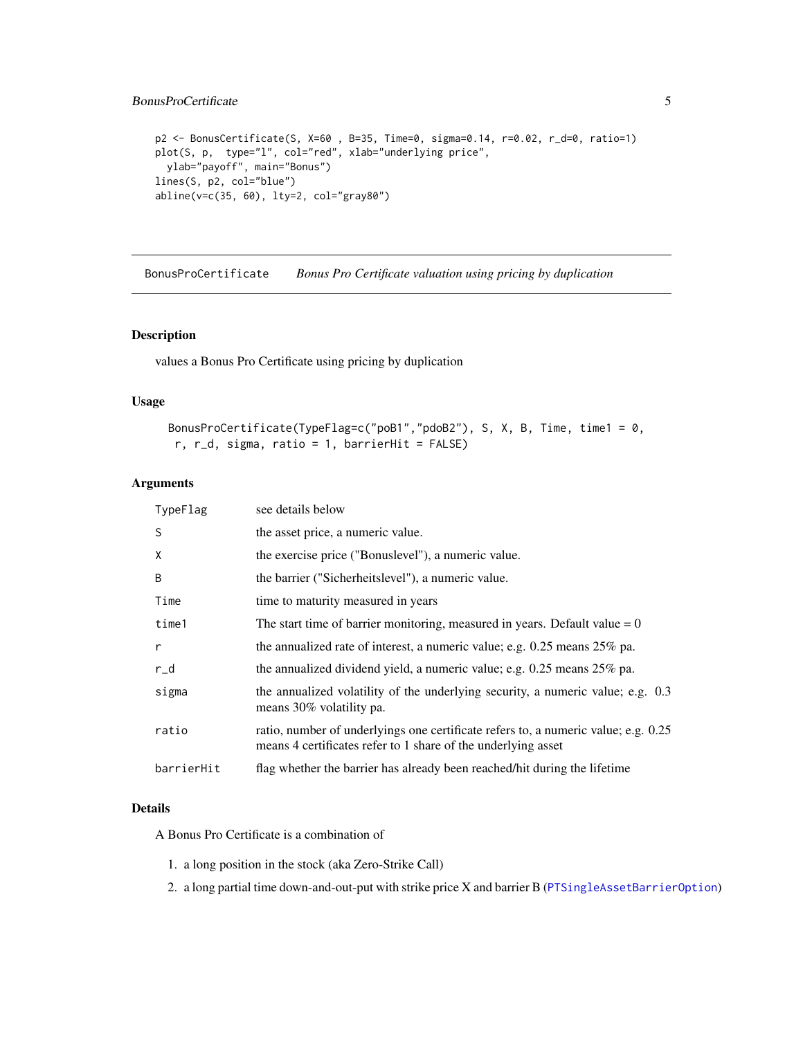```
p2 <- BonusCertificate(S, X=60 , B=35, Time=0, sigma=0.14, r=0.02, r_d=0, ratio=1)
plot(S, p,  type="l", col="red", xlab="underlying price",
  ylab="payoff", main="Bonus")
lines(S, p2, col="blue")
abline(v=c(35, 60), lty=2, col="gray80")
```

---

## BonusProCertificate — *Bonus Pro Certificate valuation using pricing by duplication*

### Description

values a Bonus Pro Certificate using pricing by duplication

### Usage

```
BonusProCertificate(TypeFlag=c("poB1","pdoB2"), S, X, B, Time, time1 = 0,
 r, r_d, sigma, ratio = 1, barrierHit = FALSE)
```

### Arguments

| Argument | Description |
|---|---|
| TypeFlag | see details below |
| S | the asset price, a numeric value. |
| X | the exercise price ("Bonuslevel"), a numeric value. |
| B | the barrier ("Sicherheitslevel"), a numeric value. |
| Time | time to maturity measured in years |
| time1 | The start time of barrier monitoring, measured in years. Default value = 0 |
| r | the annualized rate of interest, a numeric value; e.g. 0.25 means 25% pa. |
| r_d | the annualized dividend yield, a numeric value; e.g. 0.25 means 25% pa. |
| sigma | the annualized volatility of the underlying security, a numeric value; e.g. 0.3 means 30% volatility pa. |
| ratio | ratio, number of underlyings one certificate refers to, a numeric value; e.g. 0.25 means 4 certificates refer to 1 share of the underlying asset |
| barrierHit | flag whether the barrier has already been reached/hit during the lifetime |

### Details

A Bonus Pro Certificate is a combination of

1. a long position in the stock (aka Zero-Strike Call)
2. a long partial time down-and-out-put with strike price X and barrier B (PTSingleAssetBarrierOption)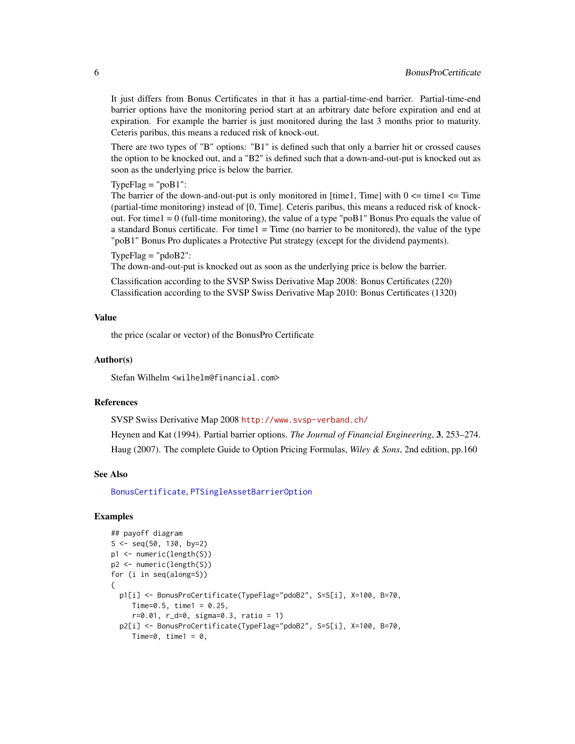It just differs from Bonus Certificates in that it has a partial-time-end barrier. Partial-time-end barrier options have the monitoring period start at an arbitrary date before expiration and end at expiration. For example the barrier is just monitored during the last 3 months prior to maturity. Ceteris paribus, this means a reduced risk of knock-out.

There are two types of "B" options: "B1" is defined such that only a barrier hit or crossed causes the option to be knocked out, and a "B2" is defined such that a down-and-out-put is knocked out as soon as the underlying price is below the barrier.

TypeFlag = "poB1":
The barrier of the down-and-out-put is only monitored in [time1, Time] with 0 <= time1 <= Time (partial-time monitoring) instead of [0, Time]. Ceteris paribus, this means a reduced risk of knock-out. For time1 = 0 (full-time monitoring), the value of a type "poB1" Bonus Pro equals the value of a standard Bonus certificate. For time1 = Time (no barrier to be monitored), the value of the type "poB1" Bonus Pro duplicates a Protective Put strategy (except for the dividend payments).

TypeFlag = "pdoB2":
The down-and-out-put is knocked out as soon as the underlying price is below the barrier.

Classification according to the SVSP Swiss Derivative Map 2008: Bonus Certificates (220)
Classification according to the SVSP Swiss Derivative Map 2010: Bonus Certificates (1320)

## Value

the price (scalar or vector) of the BonusPro Certificate

## Author(s)

Stefan Wilhelm <wilhelm@financial.com>

## References

SVSP Swiss Derivative Map 2008 http://www.svsp-verband.ch/

Heynen and Kat (1994). Partial barrier options. *The Journal of Financial Engineering*, **3**, 253–274.

Haug (2007). The complete Guide to Option Pricing Formulas, *Wiley & Sons*, 2nd edition, pp.160

## See Also

BonusCertificate, PTSingleAssetBarrierOption

## Examples

```
## payoff diagram
S <- seq(50, 130, by=2)
p1 <- numeric(length(S))
p2 <- numeric(length(S))
for (i in seq(along=S))
{
  p1[i] <- BonusProCertificate(TypeFlag="pdoB2", S=S[i], X=100, B=70,
     Time=0.5, time1 = 0.25,
     r=0.01, r_d=0, sigma=0.3, ratio = 1)
  p2[i] <- BonusProCertificate(TypeFlag="pdoB2", S=S[i], X=100, B=70,
     Time=0, time1 = 0,
```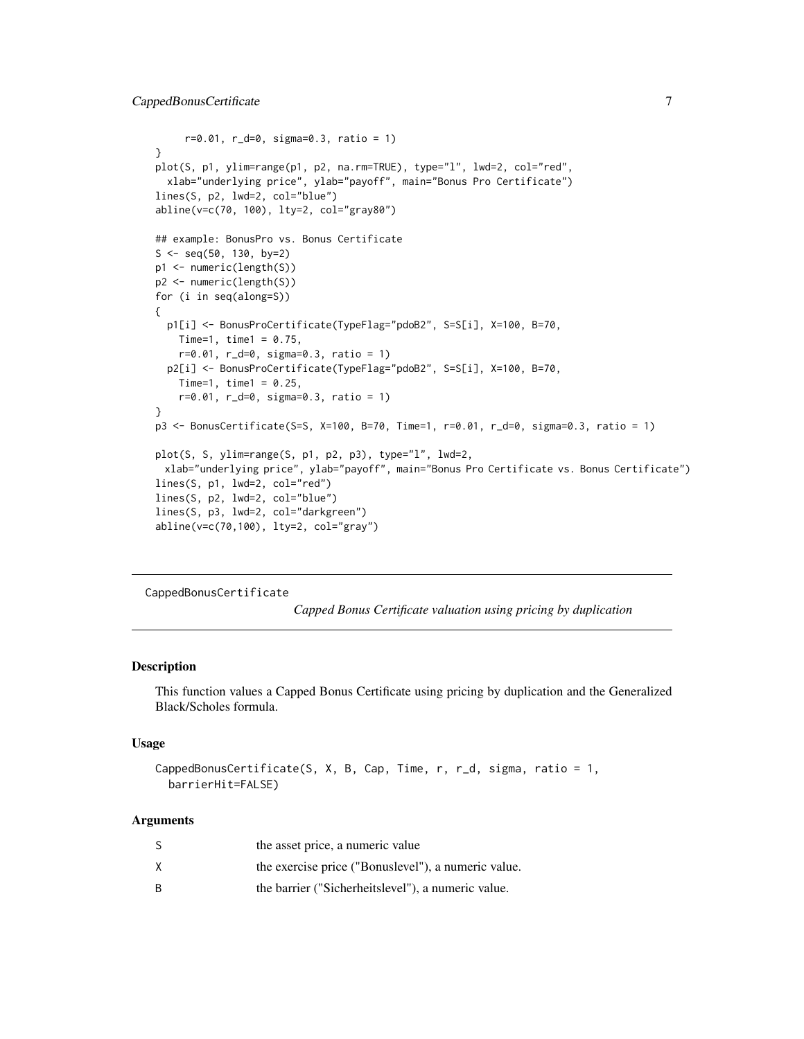```
    r=0.01, r_d=0, sigma=0.3, ratio = 1)
}
plot(S, p1, ylim=range(p1, p2, na.rm=TRUE), type="l", lwd=2, col="red",
  xlab="underlying price", ylab="payoff", main="Bonus Pro Certificate")
lines(S, p2, lwd=2, col="blue")
abline(v=c(70, 100), lty=2, col="gray80")

## example: BonusPro vs. Bonus Certificate
S <- seq(50, 130, by=2)
p1 <- numeric(length(S))
p2 <- numeric(length(S))
for (i in seq(along=S))
{
  p1[i] <- BonusProCertificate(TypeFlag="pdoB2", S=S[i], X=100, B=70,
    Time=1, time1 = 0.75,
    r=0.01, r_d=0, sigma=0.3, ratio = 1)
  p2[i] <- BonusProCertificate(TypeFlag="pdoB2", S=S[i], X=100, B=70,
    Time=1, time1 = 0.25,
    r=0.01, r_d=0, sigma=0.3, ratio = 1)
}
p3 <- BonusCertificate(S=S, X=100, B=70, Time=1, r=0.01, r_d=0, sigma=0.3, ratio = 1)

plot(S, S, ylim=range(S, p1, p2, p3), type="l", lwd=2,
  xlab="underlying price", ylab="payoff", main="Bonus Pro Certificate vs. Bonus Certificate")
lines(S, p1, lwd=2, col="red")
lines(S, p2, lwd=2, col="blue")
lines(S, p3, lwd=2, col="darkgreen")
abline(v=c(70,100), lty=2, col="gray")
```

---

CappedBonusCertificate — *Capped Bonus Certificate valuation using pricing by duplication*

---

### Description

This function values a Capped Bonus Certificate using pricing by duplication and the Generalized Black/Scholes formula.

### Usage

```
CappedBonusCertificate(S, X, B, Cap, Time, r, r_d, sigma, ratio = 1,
  barrierHit=FALSE)
```

### Arguments

| | |
|---|---|
| S | the asset price, a numeric value |
| X | the exercise price ("Bonuslevel"), a numeric value. |
| B | the barrier ("Sicherheitslevel"), a numeric value. |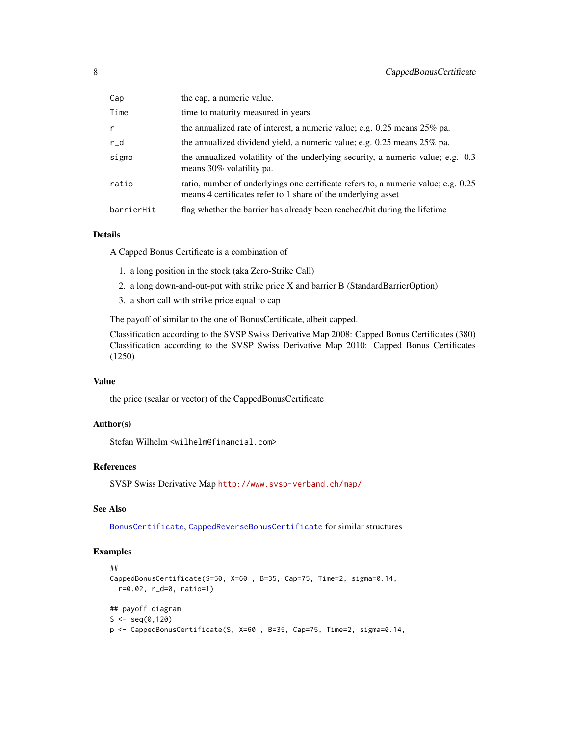| | |
|---|---|
| Cap | the cap, a numeric value. |
| Time | time to maturity measured in years |
| r | the annualized rate of interest, a numeric value; e.g. 0.25 means 25% pa. |
| r_d | the annualized dividend yield, a numeric value; e.g. 0.25 means 25% pa. |
| sigma | the annualized volatility of the underlying security, a numeric value; e.g. 0.3 means 30% volatility pa. |
| ratio | ratio, number of underlyings one certificate refers to, a numeric value; e.g. 0.25 means 4 certificates refer to 1 share of the underlying asset |
| barrierHit | flag whether the barrier has already been reached/hit during the lifetime |

### Details

A Capped Bonus Certificate is a combination of

1. a long position in the stock (aka Zero-Strike Call)
2. a long down-and-out-put with strike price X and barrier B (StandardBarrierOption)
3. a short call with strike price equal to cap

The payoff of similar to the one of BonusCertificate, albeit capped.

Classification according to the SVSP Swiss Derivative Map 2008: Capped Bonus Certificates (380) Classification according to the SVSP Swiss Derivative Map 2010: Capped Bonus Certificates (1250)

### Value

the price (scalar or vector) of the CappedBonusCertificate

### Author(s)

Stefan Wilhelm <wilhelm@financial.com>

### References

SVSP Swiss Derivative Map http://www.svsp-verband.ch/map/

### See Also

BonusCertificate, CappedReverseBonusCertificate for similar structures

### Examples

```
##
CappedBonusCertificate(S=50, X=60 , B=35, Cap=75, Time=2, sigma=0.14,
  r=0.02, r_d=0, ratio=1)

## payoff diagram
S <- seq(0,120)
p <- CappedBonusCertificate(S, X=60 , B=35, Cap=75, Time=2, sigma=0.14,
```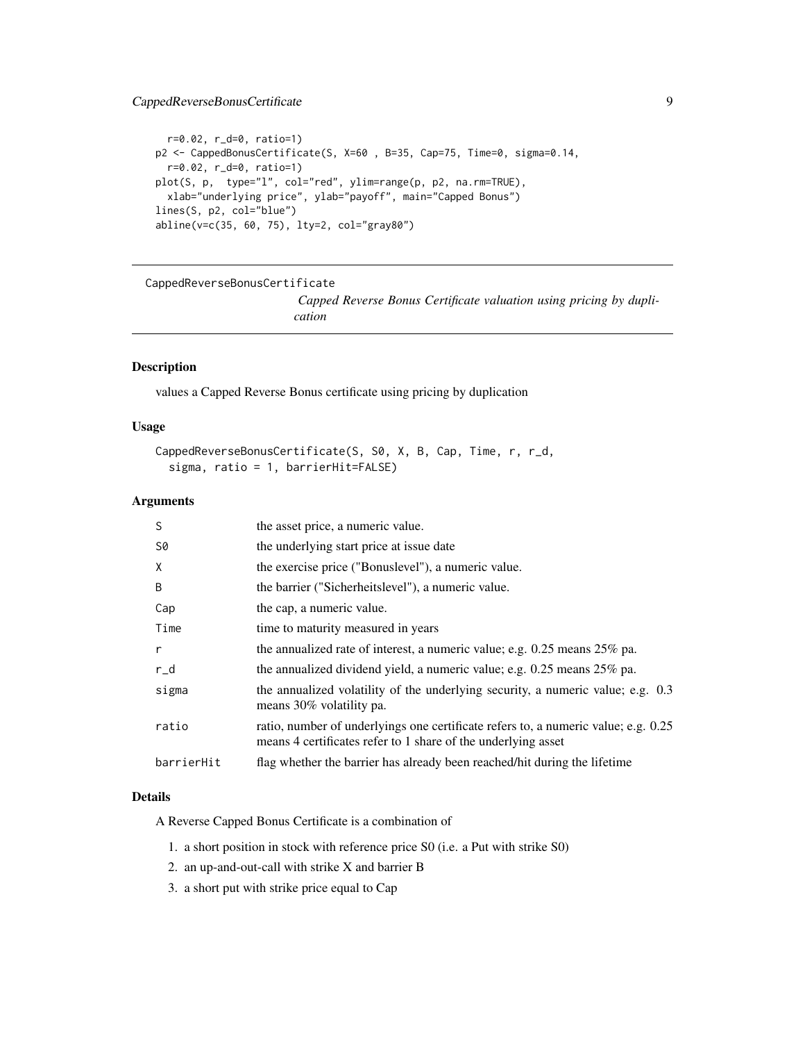```
  r=0.02, r_d=0, ratio=1)
p2 <- CappedBonusCertificate(S, X=60 , B=35, Cap=75, Time=0, sigma=0.14,
  r=0.02, r_d=0, ratio=1)
plot(S, p,  type="l", col="red", ylim=range(p, p2, na.rm=TRUE),
  xlab="underlying price", ylab="payoff", main="Capped Bonus")
lines(S, p2, col="blue")
abline(v=c(35, 60, 75), lty=2, col="gray80")
```

## CappedReverseBonusCertificate

*Capped Reverse Bonus Certificate valuation using pricing by duplication*

### Description

values a Capped Reverse Bonus certificate using pricing by duplication

### Usage

```
CappedReverseBonusCertificate(S, S0, X, B, Cap, Time, r, r_d,
  sigma, ratio = 1, barrierHit=FALSE)
```

### Arguments

| | |
|---|---|
| S | the asset price, a numeric value. |
| S0 | the underlying start price at issue date |
| X | the exercise price ("Bonuslevel"), a numeric value. |
| B | the barrier ("Sicherheitslevel"), a numeric value. |
| Cap | the cap, a numeric value. |
| Time | time to maturity measured in years |
| r | the annualized rate of interest, a numeric value; e.g. 0.25 means 25% pa. |
| r_d | the annualized dividend yield, a numeric value; e.g. 0.25 means 25% pa. |
| sigma | the annualized volatility of the underlying security, a numeric value; e.g. 0.3 means 30% volatility pa. |
| ratio | ratio, number of underlyings one certificate refers to, a numeric value; e.g. 0.25 means 4 certificates refer to 1 share of the underlying asset |
| barrierHit | flag whether the barrier has already been reached/hit during the lifetime |

### Details

A Reverse Capped Bonus Certificate is a combination of

1. a short position in stock with reference price S0 (i.e. a Put with strike S0)
2. an up-and-out-call with strike X and barrier B
3. a short put with strike price equal to Cap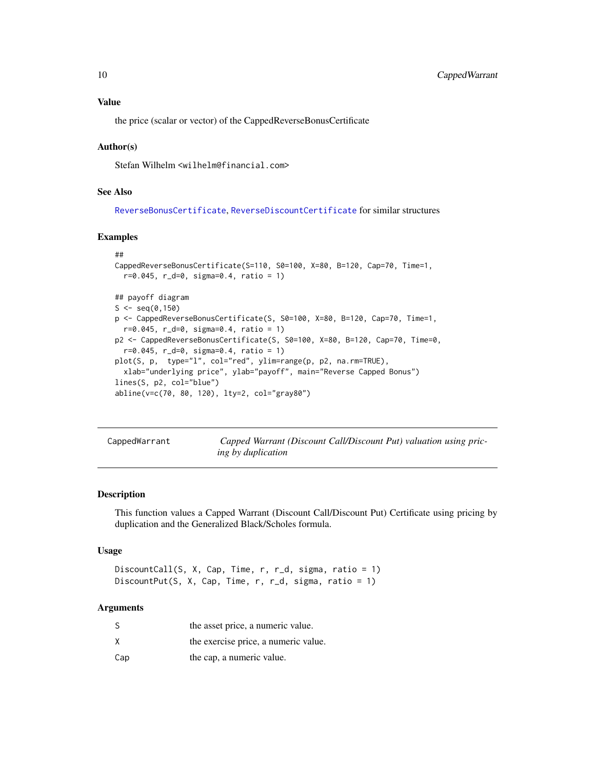### Value

the price (scalar or vector) of the CappedReverseBonusCertificate

### Author(s)

Stefan Wilhelm <wilhelm@financial.com>

### See Also

ReverseBonusCertificate, ReverseDiscountCertificate for similar structures

### Examples

```
##
CappedReverseBonusCertificate(S=110, S0=100, X=80, B=120, Cap=70, Time=1,
  r=0.045, r_d=0, sigma=0.4, ratio = 1)

## payoff diagram
S <- seq(0,150)
p <- CappedReverseBonusCertificate(S, S0=100, X=80, B=120, Cap=70, Time=1,
  r=0.045, r_d=0, sigma=0.4, ratio = 1)
p2 <- CappedReverseBonusCertificate(S, S0=100, X=80, B=120, Cap=70, Time=0,
  r=0.045, r_d=0, sigma=0.4, ratio = 1)
plot(S, p,  type="l", col="red", ylim=range(p, p2, na.rm=TRUE),
  xlab="underlying price", ylab="payoff", main="Reverse Capped Bonus")
lines(S, p2, col="blue")
abline(v=c(70, 80, 120), lty=2, col="gray80")
```

---

## CappedWarrant — *Capped Warrant (Discount Call/Discount Put) valuation using pricing by duplication*

---

### Description

This function values a Capped Warrant (Discount Call/Discount Put) Certificate using pricing by duplication and the Generalized Black/Scholes formula.

### Usage

```
DiscountCall(S, X, Cap, Time, r, r_d, sigma, ratio = 1)
DiscountPut(S, X, Cap, Time, r, r_d, sigma, ratio = 1)
```

### Arguments

| | |
|---|---|
| S | the asset price, a numeric value. |
| X | the exercise price, a numeric value. |
| Cap | the cap, a numeric value. |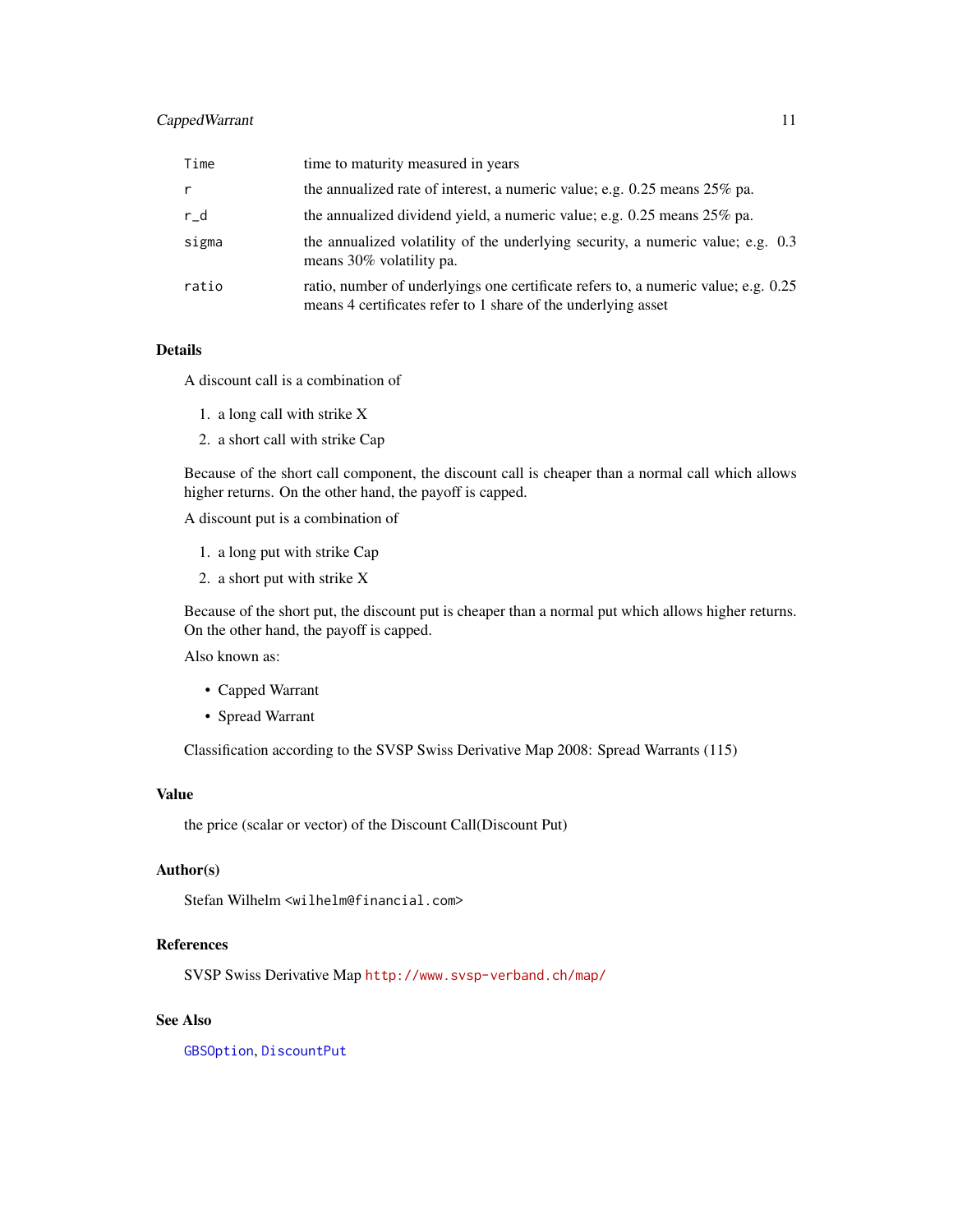| | |
|---|---|
| Time | time to maturity measured in years |
| r | the annualized rate of interest, a numeric value; e.g. 0.25 means 25% pa. |
| r_d | the annualized dividend yield, a numeric value; e.g. 0.25 means 25% pa. |
| sigma | the annualized volatility of the underlying security, a numeric value; e.g. 0.3 means 30% volatility pa. |
| ratio | ratio, number of underlyings one certificate refers to, a numeric value; e.g. 0.25 means 4 certificates refer to 1 share of the underlying asset |

### Details

A discount call is a combination of

1. a long call with strike X
2. a short call with strike Cap

Because of the short call component, the discount call is cheaper than a normal call which allows higher returns. On the other hand, the payoff is capped.

A discount put is a combination of

1. a long put with strike Cap
2. a short put with strike X

Because of the short put, the discount put is cheaper than a normal put which allows higher returns. On the other hand, the payoff is capped.

Also known as:

- Capped Warrant
- Spread Warrant

Classification according to the SVSP Swiss Derivative Map 2008: Spread Warrants (115)

### Value

the price (scalar or vector) of the Discount Call(Discount Put)

### Author(s)

Stefan Wilhelm <wilhelm@financial.com>

### References

SVSP Swiss Derivative Map http://www.svsp-verband.ch/map/

### See Also

GBSOption, DiscountPut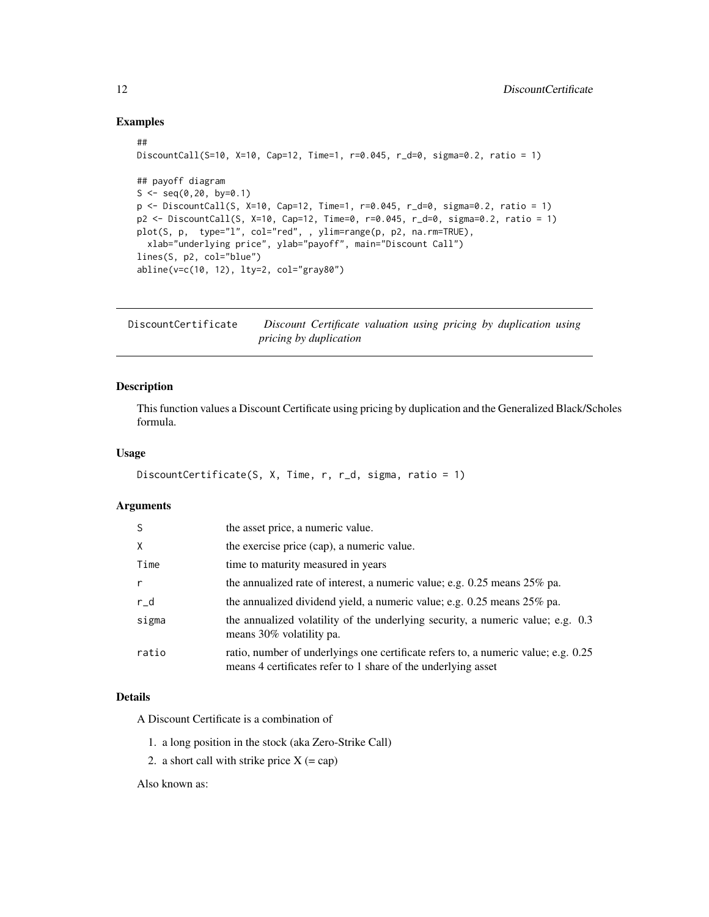## Examples

```
##
DiscountCall(S=10, X=10, Cap=12, Time=1, r=0.045, r_d=0, sigma=0.2, ratio = 1)

## payoff diagram
S <- seq(0,20, by=0.1)
p <- DiscountCall(S, X=10, Cap=12, Time=1, r=0.045, r_d=0, sigma=0.2, ratio = 1)
p2 <- DiscountCall(S, X=10, Cap=12, Time=0, r=0.045, r_d=0, sigma=0.2, ratio = 1)
plot(S, p,  type="l", col="red", , ylim=range(p, p2, na.rm=TRUE),
  xlab="underlying price", ylab="payoff", main="Discount Call")
lines(S, p2, col="blue")
abline(v=c(10, 12), lty=2, col="gray80")
```

---

# DiscountCertificate — *Discount Certificate valuation using pricing by duplication using pricing by duplication*

---

## Description

This function values a Discount Certificate using pricing by duplication and the Generalized Black/Scholes formula.

## Usage

```
DiscountCertificate(S, X, Time, r, r_d, sigma, ratio = 1)
```

## Arguments

| | |
|---|---|
| S | the asset price, a numeric value. |
| X | the exercise price (cap), a numeric value. |
| Time | time to maturity measured in years |
| r | the annualized rate of interest, a numeric value; e.g. 0.25 means 25% pa. |
| r_d | the annualized dividend yield, a numeric value; e.g. 0.25 means 25% pa. |
| sigma | the annualized volatility of the underlying security, a numeric value; e.g. 0.3 means 30% volatility pa. |
| ratio | ratio, number of underlyings one certificate refers to, a numeric value; e.g. 0.25 means 4 certificates refer to 1 share of the underlying asset |

## Details

A Discount Certificate is a combination of

1. a long position in the stock (aka Zero-Strike Call)
2. a short call with strike price X (= cap)

Also known as: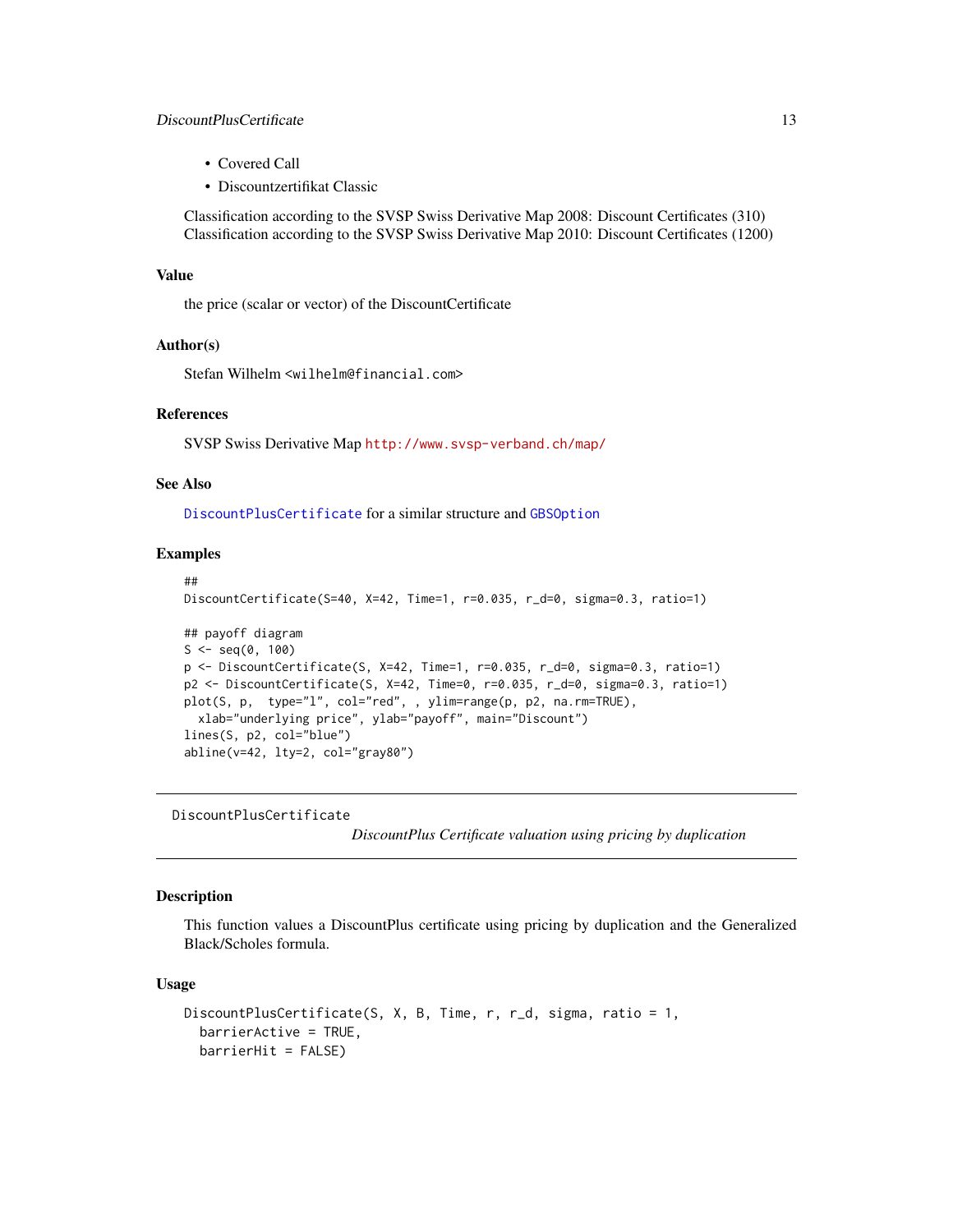- Covered Call
- Discountzertifikat Classic

Classification according to the SVSP Swiss Derivative Map 2008: Discount Certificates (310)
Classification according to the SVSP Swiss Derivative Map 2010: Discount Certificates (1200)

### Value

the price (scalar or vector) of the DiscountCertificate

### Author(s)

Stefan Wilhelm <wilhelm@financial.com>

### References

SVSP Swiss Derivative Map http://www.svsp-verband.ch/map/

### See Also

DiscountPlusCertificate for a similar structure and GBSOption

### Examples

```
##
DiscountCertificate(S=40, X=42, Time=1, r=0.035, r_d=0, sigma=0.3, ratio=1)

## payoff diagram
S <- seq(0, 100)
p <- DiscountCertificate(S, X=42, Time=1, r=0.035, r_d=0, sigma=0.3, ratio=1)
p2 <- DiscountCertificate(S, X=42, Time=0, r=0.035, r_d=0, sigma=0.3, ratio=1)
plot(S, p,  type="l", col="red", , ylim=range(p, p2, na.rm=TRUE),
  xlab="underlying price", ylab="payoff", main="Discount")
lines(S, p2, col="blue")
abline(v=42, lty=2, col="gray80")
```

---

## DiscountPlusCertificate

*DiscountPlus Certificate valuation using pricing by duplication*

### Description

This function values a DiscountPlus certificate using pricing by duplication and the Generalized Black/Scholes formula.

### Usage

```
DiscountPlusCertificate(S, X, B, Time, r, r_d, sigma, ratio = 1,
  barrierActive = TRUE,
  barrierHit = FALSE)
```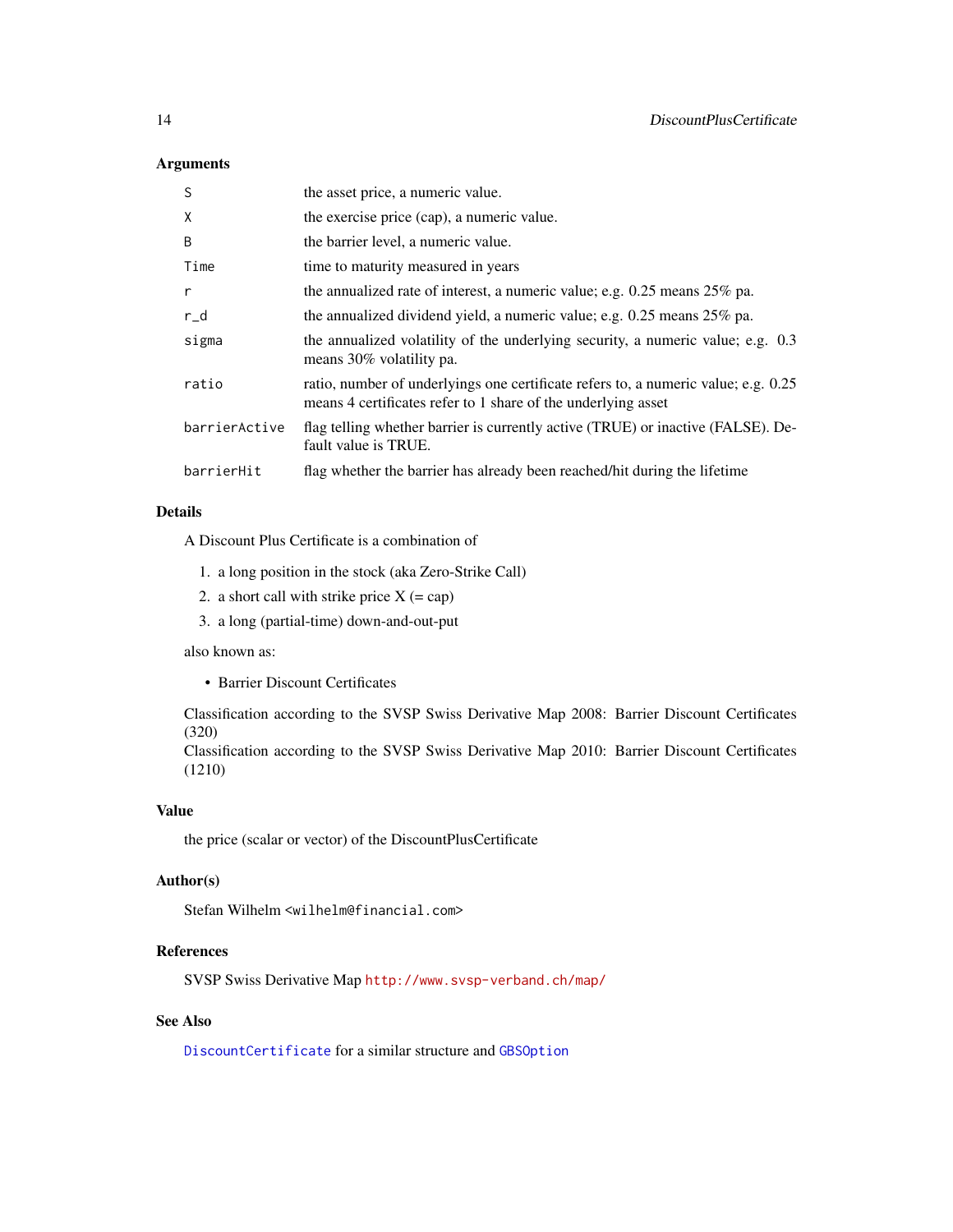### Arguments

| | |
|---|---|
| S | the asset price, a numeric value. |
| X | the exercise price (cap), a numeric value. |
| B | the barrier level, a numeric value. |
| Time | time to maturity measured in years |
| r | the annualized rate of interest, a numeric value; e.g. 0.25 means 25% pa. |
| r_d | the annualized dividend yield, a numeric value; e.g. 0.25 means 25% pa. |
| sigma | the annualized volatility of the underlying security, a numeric value; e.g. 0.3 means 30% volatility pa. |
| ratio | ratio, number of underlyings one certificate refers to, a numeric value; e.g. 0.25 means 4 certificates refer to 1 share of the underlying asset |
| barrierActive | flag telling whether barrier is currently active (TRUE) or inactive (FALSE). Default value is TRUE. |
| barrierHit | flag whether the barrier has already been reached/hit during the lifetime |

### Details

A Discount Plus Certificate is a combination of

1. a long position in the stock (aka Zero-Strike Call)
2. a short call with strike price X (= cap)
3. a long (partial-time) down-and-out-put

also known as:

- Barrier Discount Certificates

Classification according to the SVSP Swiss Derivative Map 2008: Barrier Discount Certificates (320)
Classification according to the SVSP Swiss Derivative Map 2010: Barrier Discount Certificates (1210)

### Value

the price (scalar or vector) of the DiscountPlusCertificate

### Author(s)

Stefan Wilhelm <wilhelm@financial.com>

### References

SVSP Swiss Derivative Map http://www.svsp-verband.ch/map/

### See Also

DiscountCertificate for a similar structure and GBSOption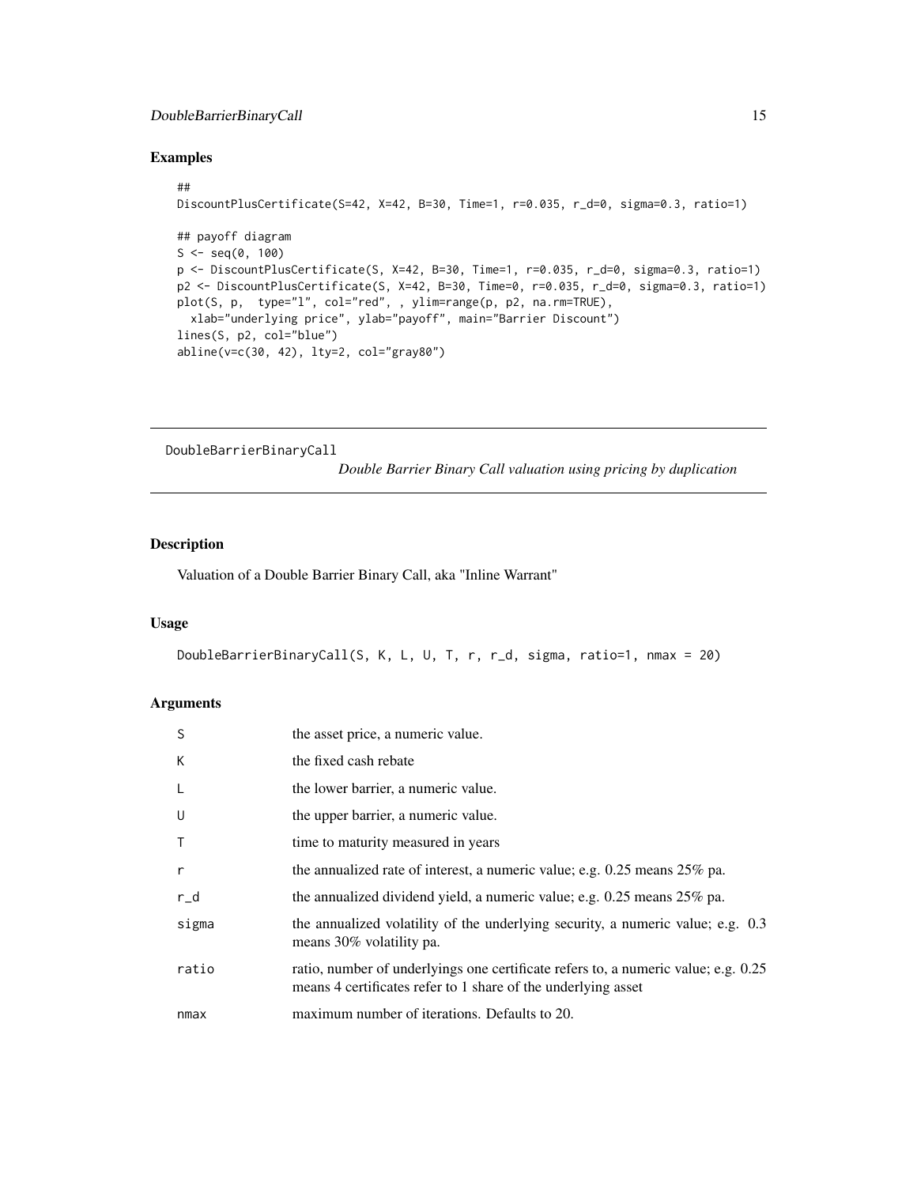## Examples

```
##
DiscountPlusCertificate(S=42, X=42, B=30, Time=1, r=0.035, r_d=0, sigma=0.3, ratio=1)

## payoff diagram
S <- seq(0, 100)
p <- DiscountPlusCertificate(S, X=42, B=30, Time=1, r=0.035, r_d=0, sigma=0.3, ratio=1)
p2 <- DiscountPlusCertificate(S, X=42, B=30, Time=0, r=0.035, r_d=0, sigma=0.3, ratio=1)
plot(S, p,  type="l", col="red", , ylim=range(p, p2, na.rm=TRUE),
  xlab="underlying price", ylab="payoff", main="Barrier Discount")
lines(S, p2, col="blue")
abline(v=c(30, 42), lty=2, col="gray80")
```

---

# DoubleBarrierBinaryCall

*Double Barrier Binary Call valuation using pricing by duplication*

## Description

Valuation of a Double Barrier Binary Call, aka "Inline Warrant"

## Usage

```
DoubleBarrierBinaryCall(S, K, L, U, T, r, r_d, sigma, ratio=1, nmax = 20)
```

## Arguments

| | |
|---|---|
| S | the asset price, a numeric value. |
| K | the fixed cash rebate |
| L | the lower barrier, a numeric value. |
| U | the upper barrier, a numeric value. |
| T | time to maturity measured in years |
| r | the annualized rate of interest, a numeric value; e.g. 0.25 means 25% pa. |
| r_d | the annualized dividend yield, a numeric value; e.g. 0.25 means 25% pa. |
| sigma | the annualized volatility of the underlying security, a numeric value; e.g. 0.3 means 30% volatility pa. |
| ratio | ratio, number of underlyings one certificate refers to, a numeric value; e.g. 0.25 means 4 certificates refer to 1 share of the underlying asset |
| nmax | maximum number of iterations. Defaults to 20. |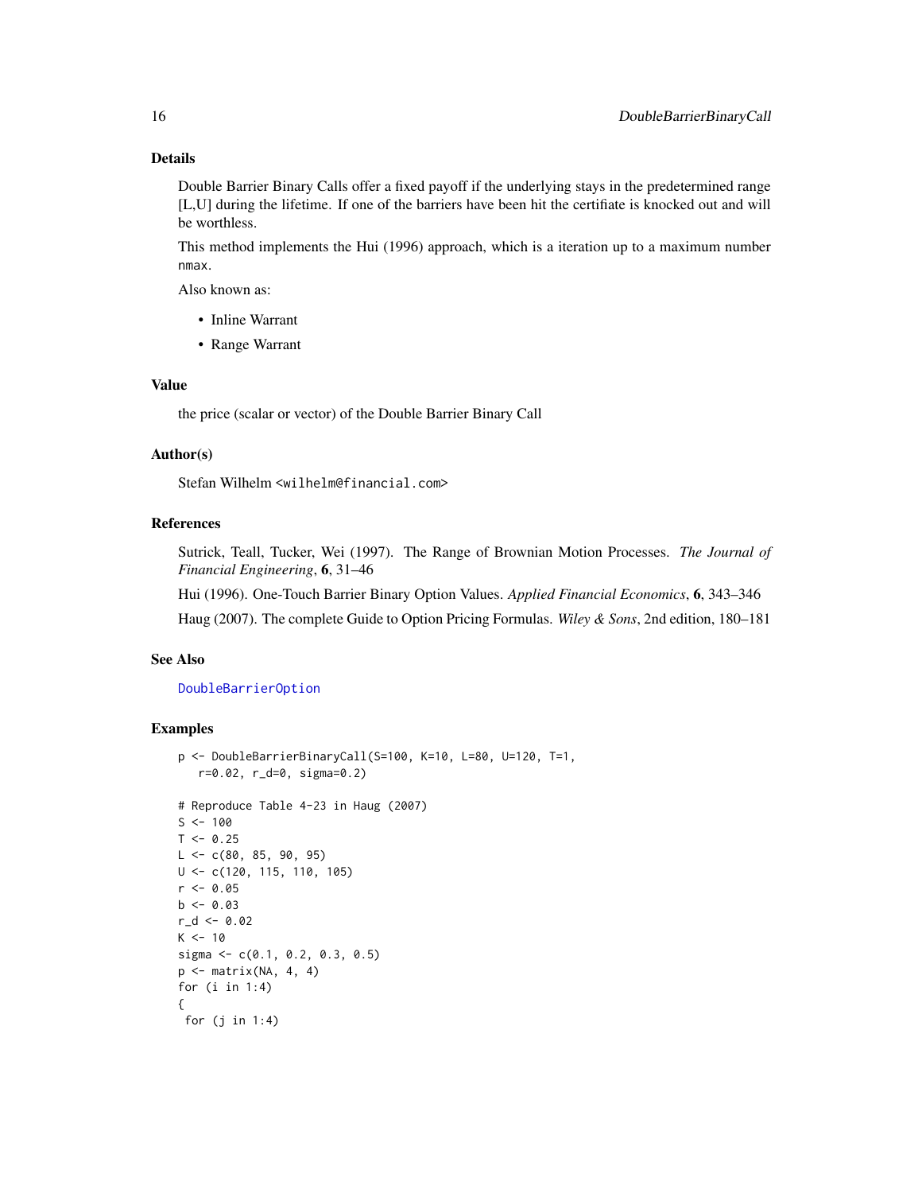## Details

Double Barrier Binary Calls offer a fixed payoff if the underlying stays in the predetermined range [L,U] during the lifetime. If one of the barriers have been hit the certifiate is knocked out and will be worthless.

This method implements the Hui (1996) approach, which is a iteration up to a maximum number `nmax`.

Also known as:

- Inline Warrant
- Range Warrant

## Value

the price (scalar or vector) of the Double Barrier Binary Call

## Author(s)

Stefan Wilhelm <wilhelm@financial.com>

## References

Sutrick, Teall, Tucker, Wei (1997). The Range of Brownian Motion Processes. *The Journal of Financial Engineering*, **6**, 31–46

Hui (1996). One-Touch Barrier Binary Option Values. *Applied Financial Economics*, **6**, 343–346

Haug (2007). The complete Guide to Option Pricing Formulas. *Wiley & Sons*, 2nd edition, 180–181

## See Also

DoubleBarrierOption

## Examples

```
p <- DoubleBarrierBinaryCall(S=100, K=10, L=80, U=120, T=1,
   r=0.02, r_d=0, sigma=0.2)

# Reproduce Table 4-23 in Haug (2007)
S <- 100
T <- 0.25
L <- c(80, 85, 90, 95)
U <- c(120, 115, 110, 105)
r <- 0.05
b <- 0.03
r_d <- 0.02
K <- 10
sigma <- c(0.1, 0.2, 0.3, 0.5)
p <- matrix(NA, 4, 4)
for (i in 1:4)
{
 for (j in 1:4)
```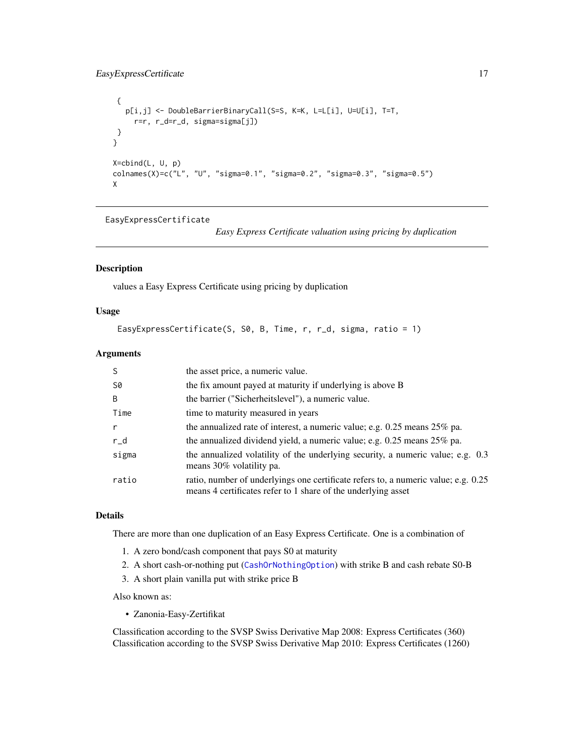```
 {
   p[i,j] <- DoubleBarrierBinaryCall(S=S, K=K, L=L[i], U=U[i], T=T,
     r=r, r_d=r_d, sigma=sigma[j])
 }
}

X=cbind(L, U, p)
colnames(X)=c("L", "U", "sigma=0.1", "sigma=0.2", "sigma=0.3", "sigma=0.5")
X
```

---

## EasyExpressCertificate

*Easy Express Certificate valuation using pricing by duplication*

---

### Description

values a Easy Express Certificate using pricing by duplication

### Usage

```
EasyExpressCertificate(S, S0, B, Time, r, r_d, sigma, ratio = 1)
```

### Arguments

| | |
|---|---|
| S | the asset price, a numeric value. |
| S0 | the fix amount payed at maturity if underlying is above B |
| B | the barrier ("Sicherheitslevel"), a numeric value. |
| Time | time to maturity measured in years |
| r | the annualized rate of interest, a numeric value; e.g. 0.25 means 25% pa. |
| r_d | the annualized dividend yield, a numeric value; e.g. 0.25 means 25% pa. |
| sigma | the annualized volatility of the underlying security, a numeric value; e.g. 0.3 means 30% volatility pa. |
| ratio | ratio, number of underlyings one certificate refers to, a numeric value; e.g. 0.25 means 4 certificates refer to 1 share of the underlying asset |

### Details

There are more than one duplication of an Easy Express Certificate. One is a combination of

1. A zero bond/cash component that pays S0 at maturity
2. A short cash-or-nothing put (CashOrNothingOption) with strike B and cash rebate S0-B
3. A short plain vanilla put with strike price B

Also known as:

- Zanonia-Easy-Zertifikat

Classification according to the SVSP Swiss Derivative Map 2008: Express Certificates (360)
Classification according to the SVSP Swiss Derivative Map 2010: Express Certificates (1260)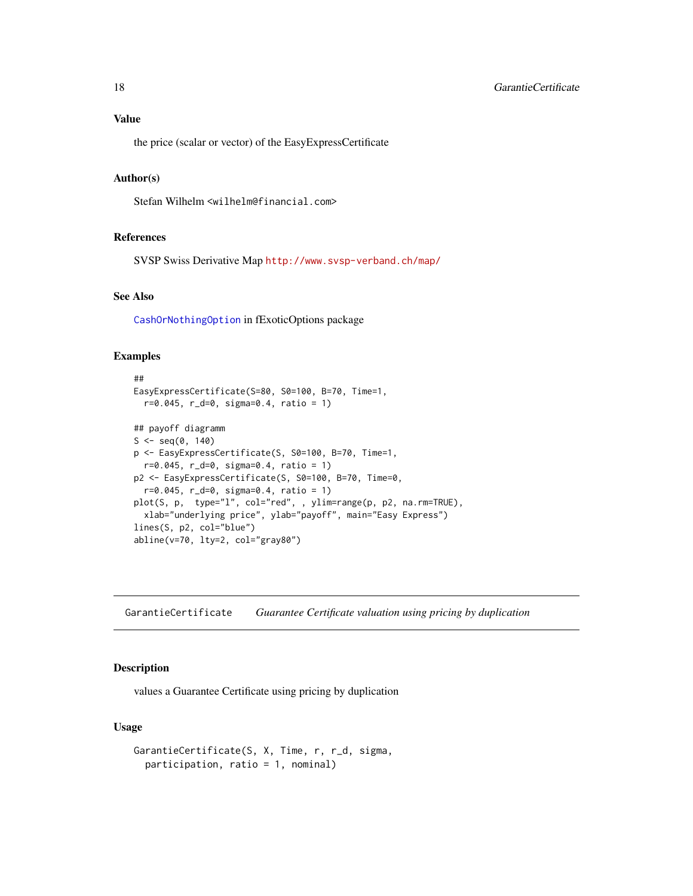### Value

the price (scalar or vector) of the EasyExpressCertificate

### Author(s)

Stefan Wilhelm <wilhelm@financial.com>

### References

SVSP Swiss Derivative Map http://www.svsp-verband.ch/map/

### See Also

CashOrNothingOption in fExoticOptions package

### Examples

```
##
EasyExpressCertificate(S=80, S0=100, B=70, Time=1,
  r=0.045, r_d=0, sigma=0.4, ratio = 1)

## payoff diagramm
S <- seq(0, 140)
p <- EasyExpressCertificate(S, S0=100, B=70, Time=1,
  r=0.045, r_d=0, sigma=0.4, ratio = 1)
p2 <- EasyExpressCertificate(S, S0=100, B=70, Time=0,
  r=0.045, r_d=0, sigma=0.4, ratio = 1)
plot(S, p,  type="l", col="red", , ylim=range(p, p2, na.rm=TRUE),
  xlab="underlying price", ylab="payoff", main="Easy Express")
lines(S, p2, col="blue")
abline(v=70, lty=2, col="gray80")
```

---

## GarantieCertificate *Guarantee Certificate valuation using pricing by duplication*

### Description

values a Guarantee Certificate using pricing by duplication

### Usage

```
GarantieCertificate(S, X, Time, r, r_d, sigma,
  participation, ratio = 1, nominal)
```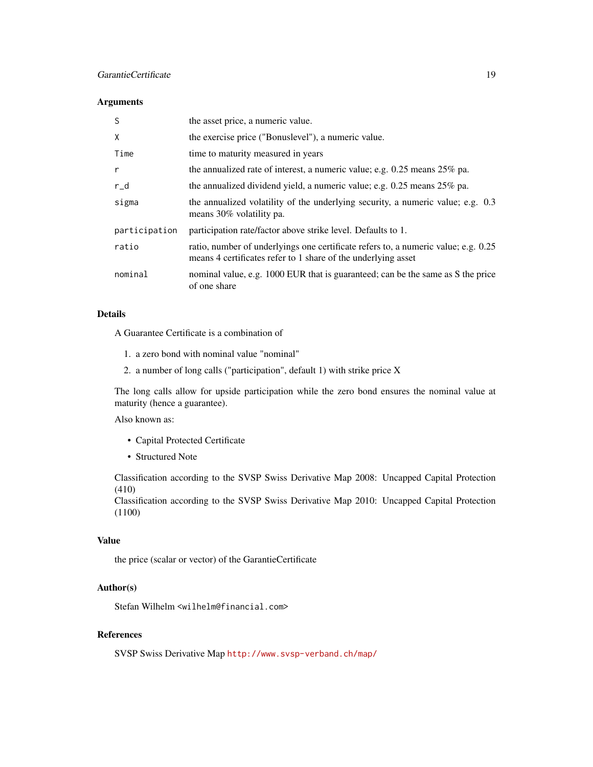## Arguments

| | |
|---|---|
| `S` | the asset price, a numeric value. |
| `X` | the exercise price ("Bonuslevel"), a numeric value. |
| `Time` | time to maturity measured in years |
| `r` | the annualized rate of interest, a numeric value; e.g. 0.25 means 25% pa. |
| `r_d` | the annualized dividend yield, a numeric value; e.g. 0.25 means 25% pa. |
| `sigma` | the annualized volatility of the underlying security, a numeric value; e.g. 0.3 means 30% volatility pa. |
| `participation` | participation rate/factor above strike level. Defaults to 1. |
| `ratio` | ratio, number of underlyings one certificate refers to, a numeric value; e.g. 0.25 means 4 certificates refer to 1 share of the underlying asset |
| `nominal` | nominal value, e.g. 1000 EUR that is guaranteed; can be the same as S the price of one share |

## Details

A Guarantee Certificate is a combination of

1. a zero bond with nominal value "nominal"
2. a number of long calls ("participation", default 1) with strike price X

The long calls allow for upside participation while the zero bond ensures the nominal value at maturity (hence a guarantee).

Also known as:

- Capital Protected Certificate
- Structured Note

Classification according to the SVSP Swiss Derivative Map 2008: Uncapped Capital Protection (410)
Classification according to the SVSP Swiss Derivative Map 2010: Uncapped Capital Protection (1100)

## Value

the price (scalar or vector) of the GarantieCertificate

## Author(s)

Stefan Wilhelm <wilhelm@financial.com>

## References

SVSP Swiss Derivative Map http://www.svsp-verband.ch/map/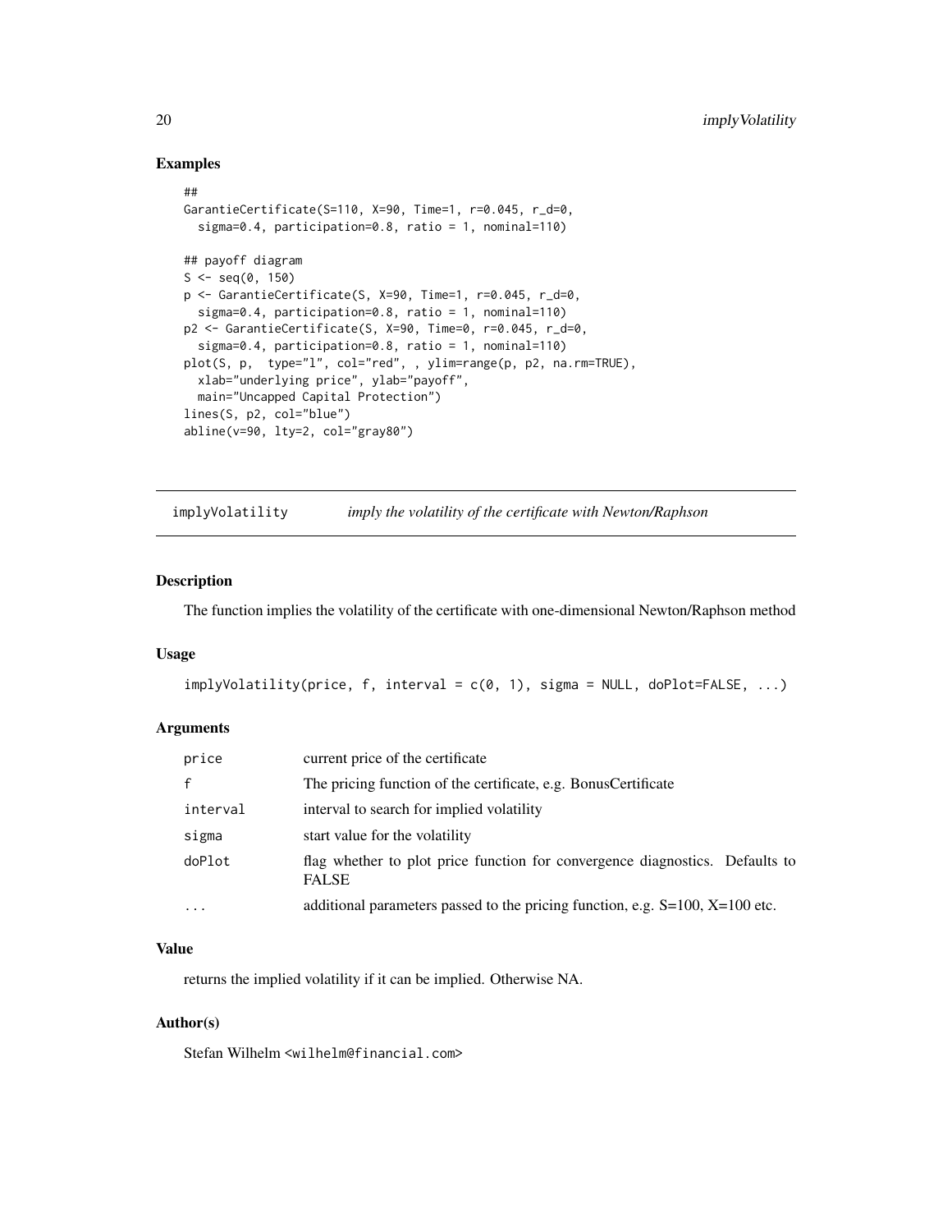## Examples

```
##
GarantieCertificate(S=110, X=90, Time=1, r=0.045, r_d=0,
  sigma=0.4, participation=0.8, ratio = 1, nominal=110)

## payoff diagram
S <- seq(0, 150)
p <- GarantieCertificate(S, X=90, Time=1, r=0.045, r_d=0,
  sigma=0.4, participation=0.8, ratio = 1, nominal=110)
p2 <- GarantieCertificate(S, X=90, Time=0, r=0.045, r_d=0,
  sigma=0.4, participation=0.8, ratio = 1, nominal=110)
plot(S, p,  type="l", col="red", , ylim=range(p, p2, na.rm=TRUE),
  xlab="underlying price", ylab="payoff",
  main="Uncapped Capital Protection")
lines(S, p2, col="blue")
abline(v=90, lty=2, col="gray80")
```

---

# implyVolatility — *imply the volatility of the certificate with Newton/Raphson*

---

## Description

The function implies the volatility of the certificate with one-dimensional Newton/Raphson method

## Usage

```
implyVolatility(price, f, interval = c(0, 1), sigma = NULL, doPlot=FALSE, ...)
```

## Arguments

| | |
|---|---|
| `price` | current price of the certificate |
| `f` | The pricing function of the certificate, e.g. BonusCertificate |
| `interval` | interval to search for implied volatility |
| `sigma` | start value for the volatility |
| `doPlot` | flag whether to plot price function for convergence diagnostics. Defaults to FALSE |
| `...` | additional parameters passed to the pricing function, e.g. S=100, X=100 etc. |

## Value

returns the implied volatility if it can be implied. Otherwise NA.

## Author(s)

Stefan Wilhelm <wilhelm@financial.com>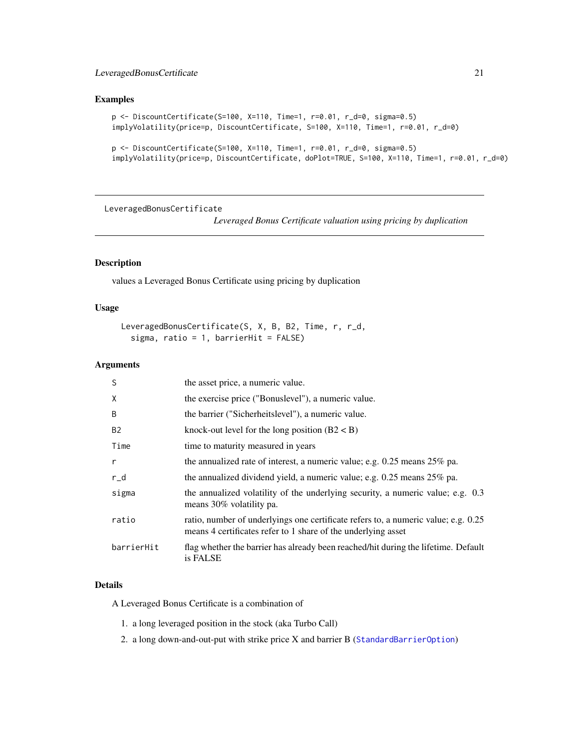### Examples

```
p <- DiscountCertificate(S=100, X=110, Time=1, r=0.01, r_d=0, sigma=0.5)
implyVolatility(price=p, DiscountCertificate, S=100, X=110, Time=1, r=0.01, r_d=0)

p <- DiscountCertificate(S=100, X=110, Time=1, r=0.01, r_d=0, sigma=0.5)
implyVolatility(price=p, DiscountCertificate, doPlot=TRUE, S=100, X=110, Time=1, r=0.01, r_d=0)
```

---

## LeveragedBonusCertificate

*Leveraged Bonus Certificate valuation using pricing by duplication*

---

### Description

values a Leveraged Bonus Certificate using pricing by duplication

### Usage

```
LeveragedBonusCertificate(S, X, B, B2, Time, r, r_d,
  sigma, ratio = 1, barrierHit = FALSE)
```

### Arguments

| | |
|---|---|
| S | the asset price, a numeric value. |
| X | the exercise price ("Bonuslevel"), a numeric value. |
| B | the barrier ("Sicherheitslevel"), a numeric value. |
| B2 | knock-out level for the long position (B2 < B) |
| Time | time to maturity measured in years |
| r | the annualized rate of interest, a numeric value; e.g. 0.25 means 25% pa. |
| r_d | the annualized dividend yield, a numeric value; e.g. 0.25 means 25% pa. |
| sigma | the annualized volatility of the underlying security, a numeric value; e.g. 0.3 means 30% volatility pa. |
| ratio | ratio, number of underlyings one certificate refers to, a numeric value; e.g. 0.25 means 4 certificates refer to 1 share of the underlying asset |
| barrierHit | flag whether the barrier has already been reached/hit during the lifetime. Default is FALSE |

### Details

A Leveraged Bonus Certificate is a combination of

1. a long leveraged position in the stock (aka Turbo Call)
2. a long down-and-out-put with strike price X and barrier B (StandardBarrierOption)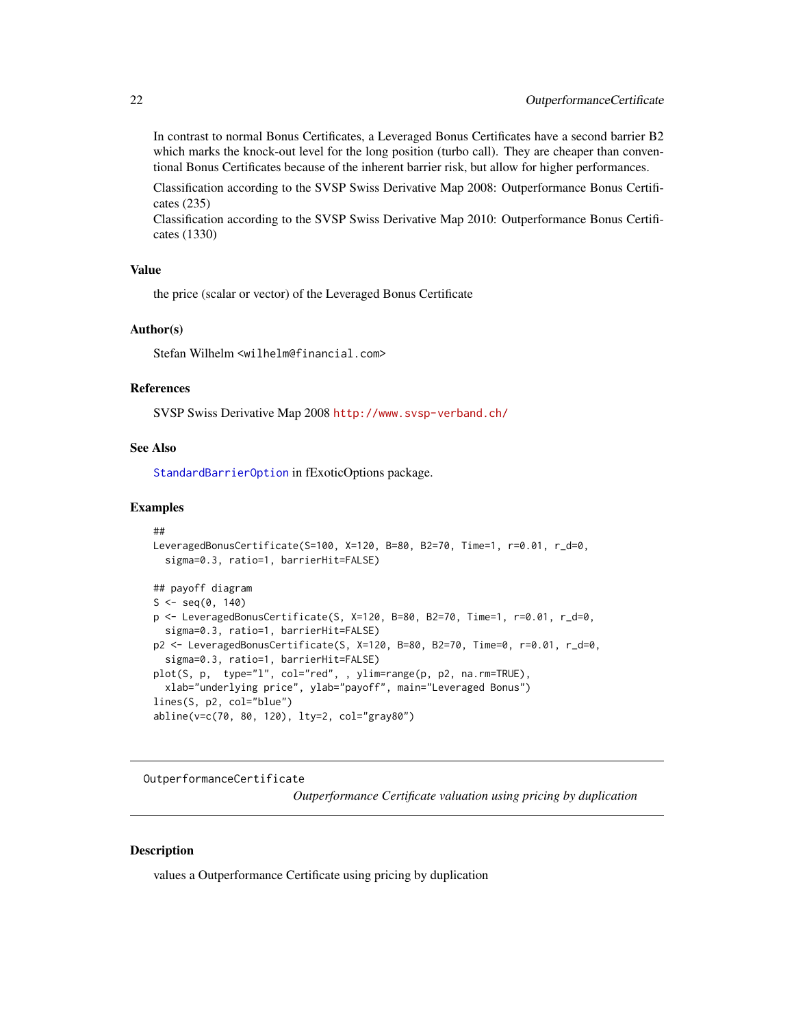In contrast to normal Bonus Certificates, a Leveraged Bonus Certificates have a second barrier B2 which marks the knock-out level for the long position (turbo call). They are cheaper than conventional Bonus Certificates because of the inherent barrier risk, but allow for higher performances.

Classification according to the SVSP Swiss Derivative Map 2008: Outperformance Bonus Certificates (235)

Classification according to the SVSP Swiss Derivative Map 2010: Outperformance Bonus Certificates (1330)

### Value

the price (scalar or vector) of the Leveraged Bonus Certificate

### Author(s)

Stefan Wilhelm <wilhelm@financial.com>

### References

SVSP Swiss Derivative Map 2008 http://www.svsp-verband.ch/

### See Also

StandardBarrierOption in fExoticOptions package.

### Examples

```
##
LeveragedBonusCertificate(S=100, X=120, B=80, B2=70, Time=1, r=0.01, r_d=0,
  sigma=0.3, ratio=1, barrierHit=FALSE)

## payoff diagram
S <- seq(0, 140)
p <- LeveragedBonusCertificate(S, X=120, B=80, B2=70, Time=1, r=0.01, r_d=0,
  sigma=0.3, ratio=1, barrierHit=FALSE)
p2 <- LeveragedBonusCertificate(S, X=120, B=80, B2=70, Time=0, r=0.01, r_d=0,
  sigma=0.3, ratio=1, barrierHit=FALSE)
plot(S, p,  type="l", col="red", , ylim=range(p, p2, na.rm=TRUE),
  xlab="underlying price", ylab="payoff", main="Leveraged Bonus")
lines(S, p2, col="blue")
abline(v=c(70, 80, 120), lty=2, col="gray80")
```

---

## OutperformanceCertificate

*Outperformance Certificate valuation using pricing by duplication*

### Description

values a Outperformance Certificate using pricing by duplication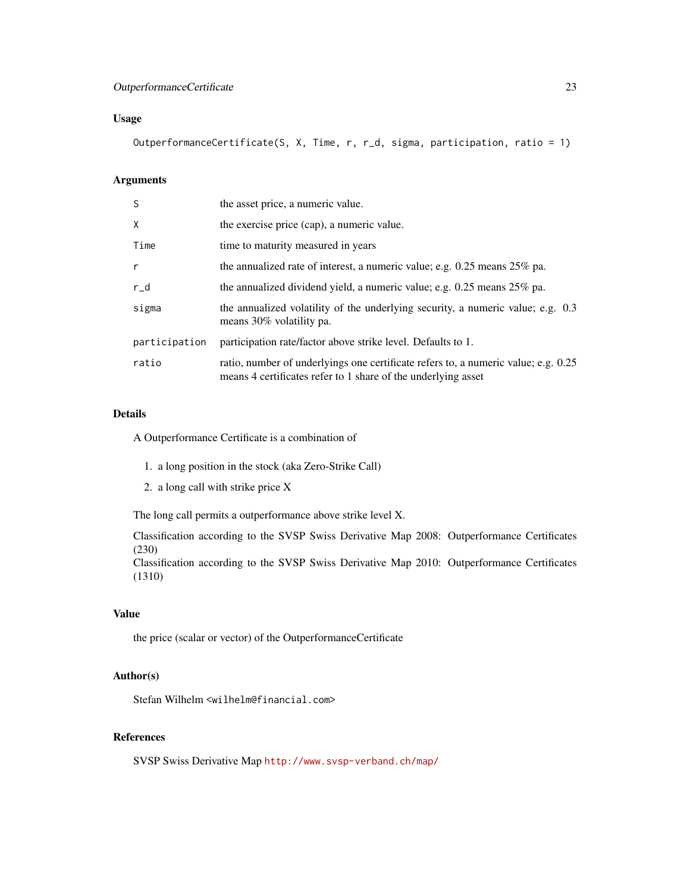## Usage

```
OutperformanceCertificate(S, X, Time, r, r_d, sigma, participation, ratio = 1)
```

## Arguments

| | |
|---|---|
| S | the asset price, a numeric value. |
| X | the exercise price (cap), a numeric value. |
| Time | time to maturity measured in years |
| r | the annualized rate of interest, a numeric value; e.g. 0.25 means 25% pa. |
| r_d | the annualized dividend yield, a numeric value; e.g. 0.25 means 25% pa. |
| sigma | the annualized volatility of the underlying security, a numeric value; e.g. 0.3 means 30% volatility pa. |
| participation | participation rate/factor above strike level. Defaults to 1. |
| ratio | ratio, number of underlyings one certificate refers to, a numeric value; e.g. 0.25 means 4 certificates refer to 1 share of the underlying asset |

## Details

A Outperformance Certificate is a combination of

1. a long position in the stock (aka Zero-Strike Call)
2. a long call with strike price X

The long call permits a outperformance above strike level X.

Classification according to the SVSP Swiss Derivative Map 2008: Outperformance Certificates (230)
Classification according to the SVSP Swiss Derivative Map 2010: Outperformance Certificates (1310)

## Value

the price (scalar or vector) of the OutperformanceCertificate

## Author(s)

Stefan Wilhelm <wilhelm@financial.com>

## References

SVSP Swiss Derivative Map http://www.svsp-verband.ch/map/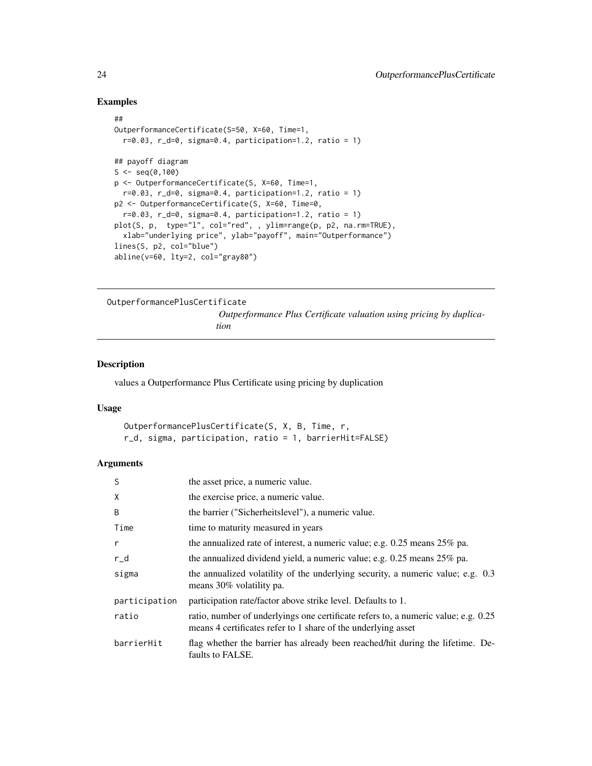## Examples

```
##
OutperformanceCertificate(S=50, X=60, Time=1,
  r=0.03, r_d=0, sigma=0.4, participation=1.2, ratio = 1)

## payoff diagram
S <- seq(0,100)
p <- OutperformanceCertificate(S, X=60, Time=1,
  r=0.03, r_d=0, sigma=0.4, participation=1.2, ratio = 1)
p2 <- OutperformanceCertificate(S, X=60, Time=0,
  r=0.03, r_d=0, sigma=0.4, participation=1.2, ratio = 1)
plot(S, p,  type="l", col="red", , ylim=range(p, p2, na.rm=TRUE),
  xlab="underlying price", ylab="payoff", main="Outperformance")
lines(S, p2, col="blue")
abline(v=60, lty=2, col="gray80")
```

---

# OutperformancePlusCertificate

*Outperformance Plus Certificate valuation using pricing by duplication*

---

## Description

values a Outperformance Plus Certificate using pricing by duplication

## Usage

```
OutperformancePlusCertificate(S, X, B, Time, r,
r_d, sigma, participation, ratio = 1, barrierHit=FALSE)
```

## Arguments

| | |
|---|---|
| S | the asset price, a numeric value. |
| X | the exercise price, a numeric value. |
| B | the barrier ("Sicherheitslevel"), a numeric value. |
| Time | time to maturity measured in years |
| r | the annualized rate of interest, a numeric value; e.g. 0.25 means 25% pa. |
| r_d | the annualized dividend yield, a numeric value; e.g. 0.25 means 25% pa. |
| sigma | the annualized volatility of the underlying security, a numeric value; e.g. 0.3 means 30% volatility pa. |
| participation | participation rate/factor above strike level. Defaults to 1. |
| ratio | ratio, number of underlyings one certificate refers to, a numeric value; e.g. 0.25 means 4 certificates refer to 1 share of the underlying asset |
| barrierHit | flag whether the barrier has already been reached/hit during the lifetime. Defaults to FALSE. |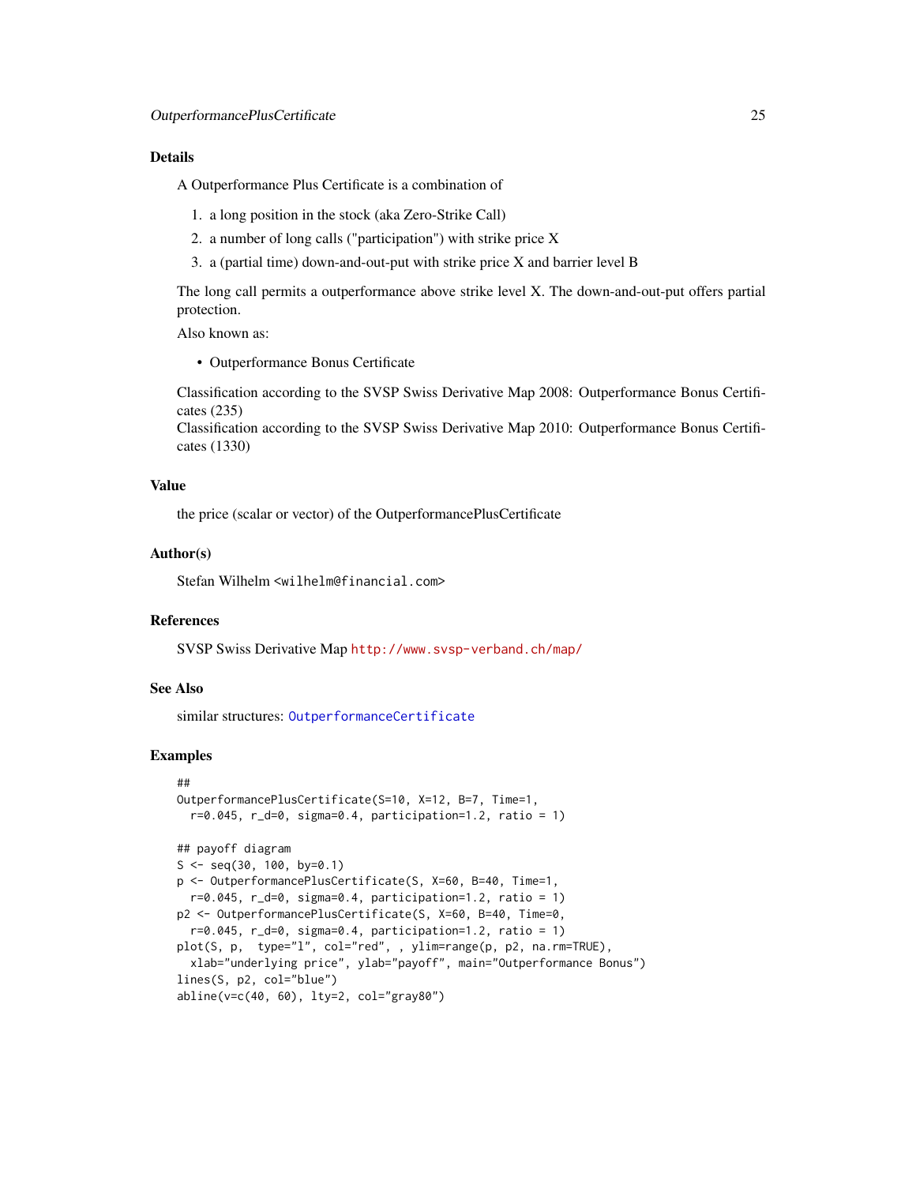## Details

A Outperformance Plus Certificate is a combination of

1. a long position in the stock (aka Zero-Strike Call)
2. a number of long calls ("participation") with strike price X
3. a (partial time) down-and-out-put with strike price X and barrier level B

The long call permits a outperformance above strike level X. The down-and-out-put offers partial protection.

Also known as:

- Outperformance Bonus Certificate

Classification according to the SVSP Swiss Derivative Map 2008: Outperformance Bonus Certificates (235)
Classification according to the SVSP Swiss Derivative Map 2010: Outperformance Bonus Certificates (1330)

## Value

the price (scalar or vector) of the OutperformancePlusCertificate

## Author(s)

Stefan Wilhelm <wilhelm@financial.com>

## References

SVSP Swiss Derivative Map http://www.svsp-verband.ch/map/

## See Also

similar structures: OutperformanceCertificate

## Examples

```
##
OutperformancePlusCertificate(S=10, X=12, B=7, Time=1,
  r=0.045, r_d=0, sigma=0.4, participation=1.2, ratio = 1)

## payoff diagram
S <- seq(30, 100, by=0.1)
p <- OutperformancePlusCertificate(S, X=60, B=40, Time=1,
  r=0.045, r_d=0, sigma=0.4, participation=1.2, ratio = 1)
p2 <- OutperformancePlusCertificate(S, X=60, B=40, Time=0,
  r=0.045, r_d=0, sigma=0.4, participation=1.2, ratio = 1)
plot(S, p,  type="l", col="red", , ylim=range(p, p2, na.rm=TRUE),
  xlab="underlying price", ylab="payoff", main="Outperformance Bonus")
lines(S, p2, col="blue")
abline(v=c(40, 60), lty=2, col="gray80")
```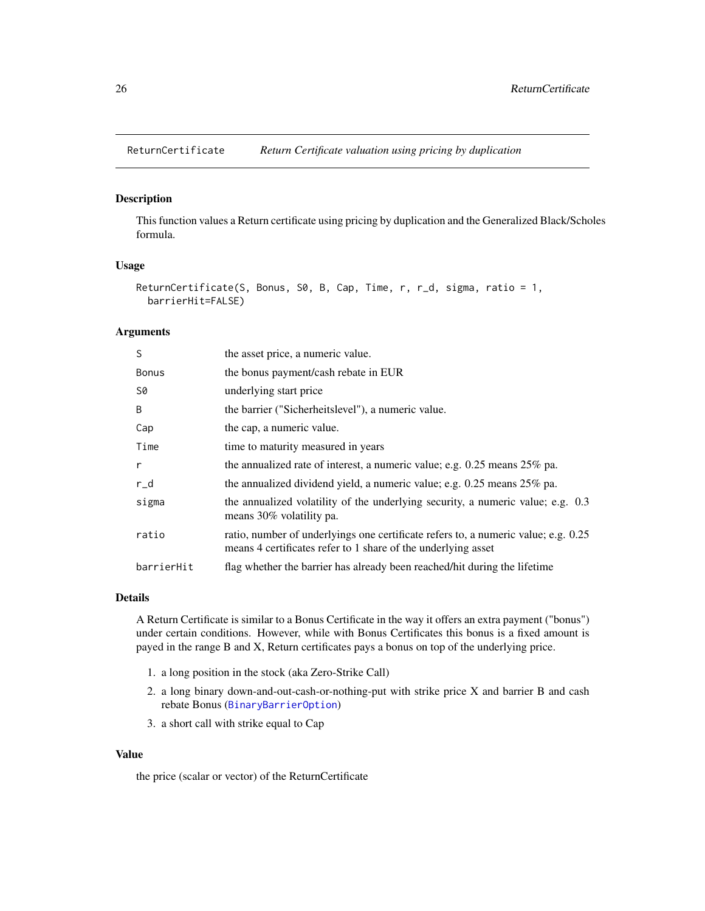## ReturnCertificate *Return Certificate valuation using pricing by duplication*

### Description

This function values a Return certificate using pricing by duplication and the Generalized Black/Scholes formula.

### Usage

```
ReturnCertificate(S, Bonus, S0, B, Cap, Time, r, r_d, sigma, ratio = 1,
  barrierHit=FALSE)
```

### Arguments

| | |
|---|---|
| S | the asset price, a numeric value. |
| Bonus | the bonus payment/cash rebate in EUR |
| S0 | underlying start price |
| B | the barrier ("Sicherheitslevel"), a numeric value. |
| Cap | the cap, a numeric value. |
| Time | time to maturity measured in years |
| r | the annualized rate of interest, a numeric value; e.g. 0.25 means 25% pa. |
| r_d | the annualized dividend yield, a numeric value; e.g. 0.25 means 25% pa. |
| sigma | the annualized volatility of the underlying security, a numeric value; e.g. 0.3 means 30% volatility pa. |
| ratio | ratio, number of underlyings one certificate refers to, a numeric value; e.g. 0.25 means 4 certificates refer to 1 share of the underlying asset |
| barrierHit | flag whether the barrier has already been reached/hit during the lifetime |

### Details

A Return Certificate is similar to a Bonus Certificate in the way it offers an extra payment ("bonus") under certain conditions. However, while with Bonus Certificates this bonus is a fixed amount is payed in the range B and X, Return certificates pays a bonus on top of the underlying price.

1. a long position in the stock (aka Zero-Strike Call)
2. a long binary down-and-out-cash-or-nothing-put with strike price X and barrier B and cash rebate Bonus (BinaryBarrierOption)
3. a short call with strike equal to Cap

### Value

the price (scalar or vector) of the ReturnCertificate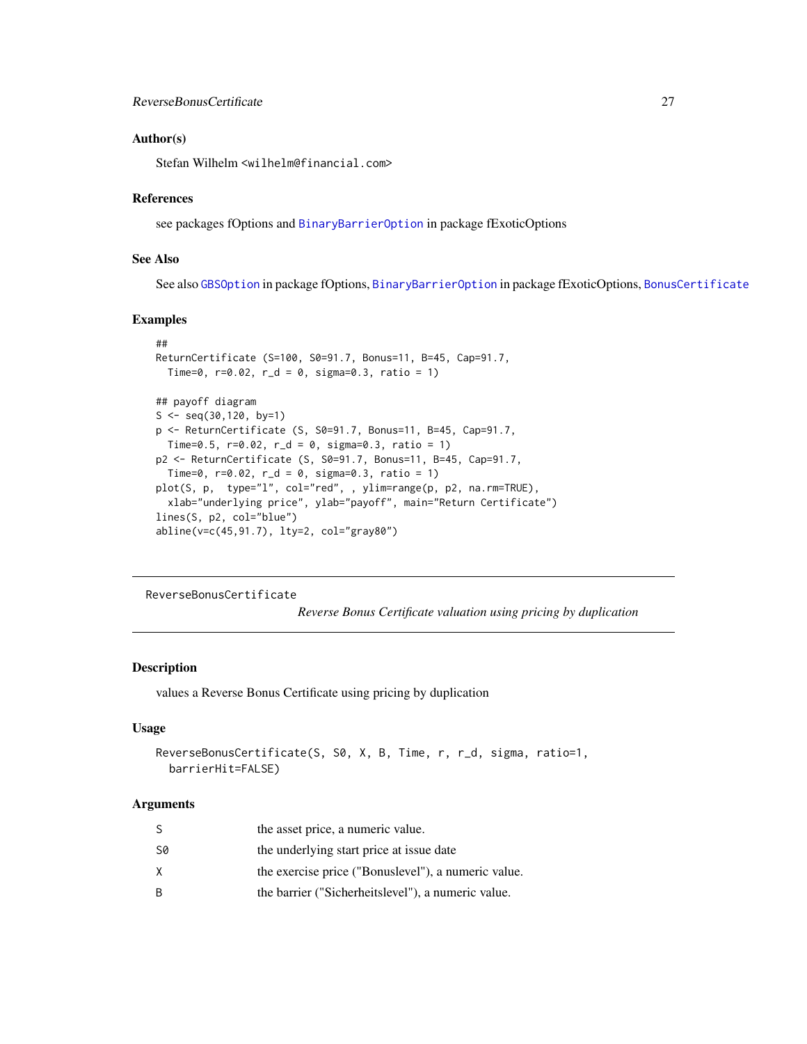## Author(s)

Stefan Wilhelm <wilhelm@financial.com>

## References

see packages fOptions and BinaryBarrierOption in package fExoticOptions

## See Also

See also GBSOption in package fOptions, BinaryBarrierOption in package fExoticOptions, BonusCertificate

## Examples

```
##
ReturnCertificate (S=100, S0=91.7, Bonus=11, B=45, Cap=91.7,
  Time=0, r=0.02, r_d = 0, sigma=0.3, ratio = 1)

## payoff diagram
S <- seq(30,120, by=1)
p <- ReturnCertificate (S, S0=91.7, Bonus=11, B=45, Cap=91.7,
  Time=0.5, r=0.02, r_d = 0, sigma=0.3, ratio = 1)
p2 <- ReturnCertificate (S, S0=91.7, Bonus=11, B=45, Cap=91.7,
  Time=0, r=0.02, r_d = 0, sigma=0.3, ratio = 1)
plot(S, p,  type="l", col="red", , ylim=range(p, p2, na.rm=TRUE),
  xlab="underlying price", ylab="payoff", main="Return Certificate")
lines(S, p2, col="blue")
abline(v=c(45,91.7), lty=2, col="gray80")
```

---

# ReverseBonusCertificate

*Reverse Bonus Certificate valuation using pricing by duplication*

---

## Description

values a Reverse Bonus Certificate using pricing by duplication

## Usage

```
ReverseBonusCertificate(S, S0, X, B, Time, r, r_d, sigma, ratio=1,
  barrierHit=FALSE)
```

## Arguments

| | |
|---|---|
| S | the asset price, a numeric value. |
| S0 | the underlying start price at issue date |
| X | the exercise price ("Bonuslevel"), a numeric value. |
| B | the barrier ("Sicherheitslevel"), a numeric value. |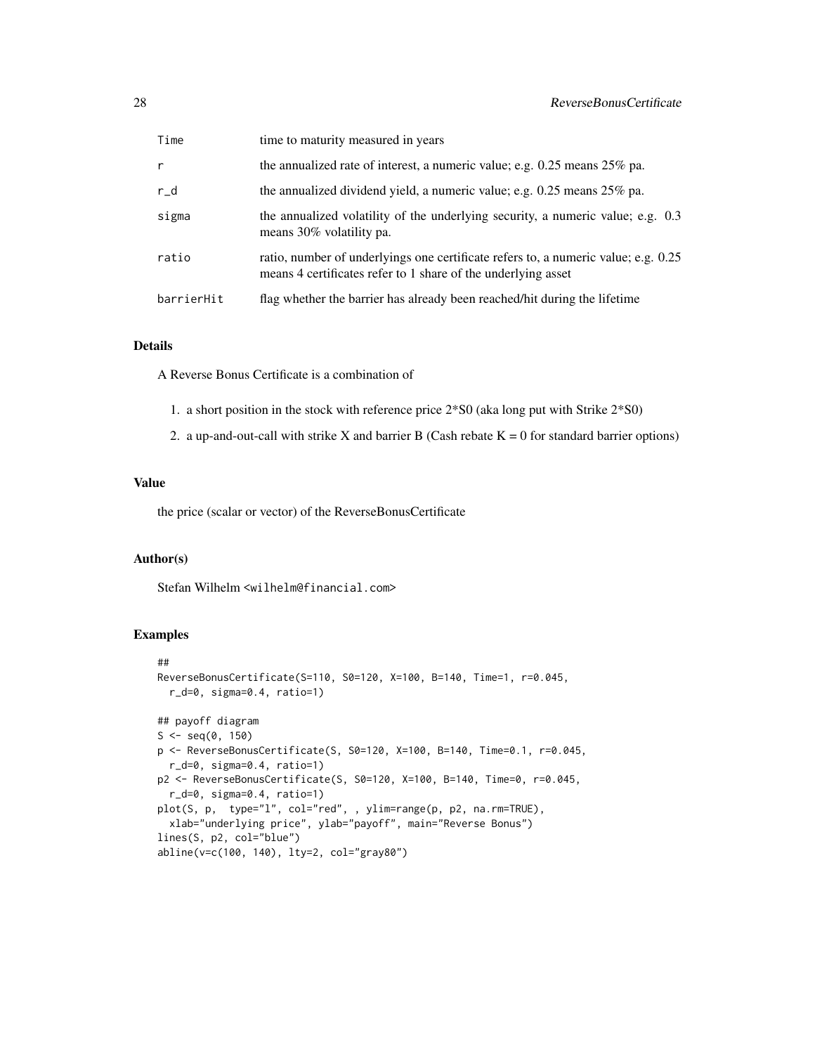| | |
|---|---|
| Time | time to maturity measured in years |
| r | the annualized rate of interest, a numeric value; e.g. 0.25 means 25% pa. |
| r_d | the annualized dividend yield, a numeric value; e.g. 0.25 means 25% pa. |
| sigma | the annualized volatility of the underlying security, a numeric value; e.g. 0.3 means 30% volatility pa. |
| ratio | ratio, number of underlyings one certificate refers to, a numeric value; e.g. 0.25 means 4 certificates refer to 1 share of the underlying asset |
| barrierHit | flag whether the barrier has already been reached/hit during the lifetime |

## Details

A Reverse Bonus Certificate is a combination of

1. a short position in the stock with reference price 2*S0 (aka long put with Strike 2*S0)
2. a up-and-out-call with strike X and barrier B (Cash rebate K = 0 for standard barrier options)

## Value

the price (scalar or vector) of the ReverseBonusCertificate

## Author(s)

Stefan Wilhelm <wilhelm@financial.com>

## Examples

```
##
ReverseBonusCertificate(S=110, S0=120, X=100, B=140, Time=1, r=0.045,
  r_d=0, sigma=0.4, ratio=1)

## payoff diagram
S <- seq(0, 150)
p <- ReverseBonusCertificate(S, S0=120, X=100, B=140, Time=0.1, r=0.045,
  r_d=0, sigma=0.4, ratio=1)
p2 <- ReverseBonusCertificate(S, S0=120, X=100, B=140, Time=0, r=0.045,
  r_d=0, sigma=0.4, ratio=1)
plot(S, p,  type="l", col="red", , ylim=range(p, p2, na.rm=TRUE),
  xlab="underlying price", ylab="payoff", main="Reverse Bonus")
lines(S, p2, col="blue")
abline(v=c(100, 140), lty=2, col="gray80")
```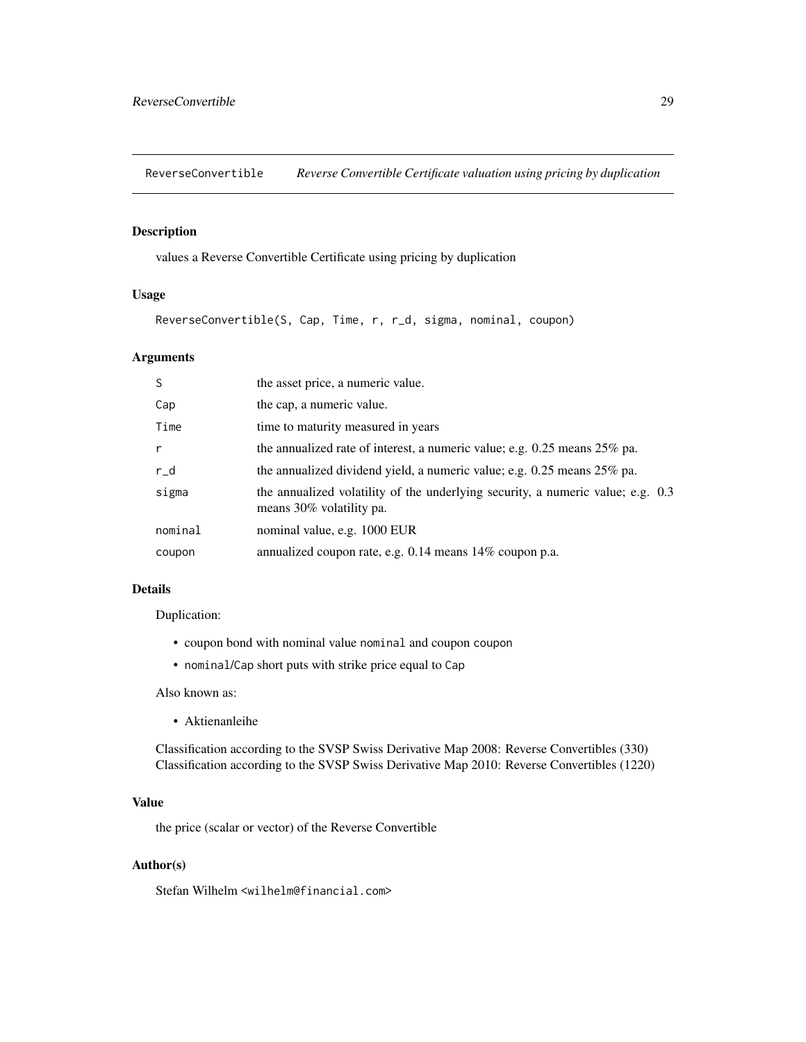## ReverseConvertible — *Reverse Convertible Certificate valuation using pricing by duplication*

### Description

values a Reverse Convertible Certificate using pricing by duplication

### Usage

```
ReverseConvertible(S, Cap, Time, r, r_d, sigma, nominal, coupon)
```

### Arguments

| | |
|---|---|
| `S` | the asset price, a numeric value. |
| `Cap` | the cap, a numeric value. |
| `Time` | time to maturity measured in years |
| `r` | the annualized rate of interest, a numeric value; e.g. 0.25 means 25% pa. |
| `r_d` | the annualized dividend yield, a numeric value; e.g. 0.25 means 25% pa. |
| `sigma` | the annualized volatility of the underlying security, a numeric value; e.g. 0.3 means 30% volatility pa. |
| `nominal` | nominal value, e.g. 1000 EUR |
| `coupon` | annualized coupon rate, e.g. 0.14 means 14% coupon p.a. |

### Details

Duplication:

- coupon bond with nominal value `nominal` and coupon `coupon`
- `nominal/Cap` short puts with strike price equal to `Cap`

Also known as:

- Aktienanleihe

Classification according to the SVSP Swiss Derivative Map 2008: Reverse Convertibles (330)
Classification according to the SVSP Swiss Derivative Map 2010: Reverse Convertibles (1220)

### Value

the price (scalar or vector) of the Reverse Convertible

### Author(s)

Stefan Wilhelm <wilhelm@financial.com>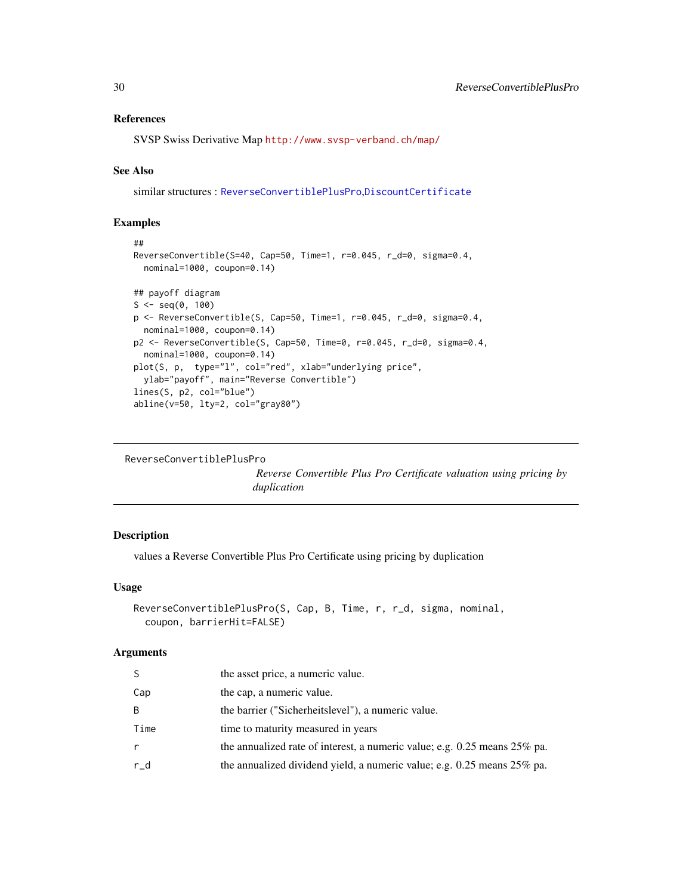### References

SVSP Swiss Derivative Map http://www.svsp-verband.ch/map/

### See Also

similar structures : ReverseConvertiblePlusPro,DiscountCertificate

### Examples

```
##
ReverseConvertible(S=40, Cap=50, Time=1, r=0.045, r_d=0, sigma=0.4,
  nominal=1000, coupon=0.14)

## payoff diagram
S <- seq(0, 100)
p <- ReverseConvertible(S, Cap=50, Time=1, r=0.045, r_d=0, sigma=0.4,
  nominal=1000, coupon=0.14)
p2 <- ReverseConvertible(S, Cap=50, Time=0, r=0.045, r_d=0, sigma=0.4,
  nominal=1000, coupon=0.14)
plot(S, p,  type="l", col="red", xlab="underlying price",
  ylab="payoff", main="Reverse Convertible")
lines(S, p2, col="blue")
abline(v=50, lty=2, col="gray80")
```

---

## ReverseConvertiblePlusPro

*Reverse Convertible Plus Pro Certificate valuation using pricing by duplication*

### Description

values a Reverse Convertible Plus Pro Certificate using pricing by duplication

### Usage

```
ReverseConvertiblePlusPro(S, Cap, B, Time, r, r_d, sigma, nominal,
  coupon, barrierHit=FALSE)
```

### Arguments

| | |
|---|---|
| S | the asset price, a numeric value. |
| Cap | the cap, a numeric value. |
| B | the barrier ("Sicherheitslevel"), a numeric value. |
| Time | time to maturity measured in years |
| r | the annualized rate of interest, a numeric value; e.g. 0.25 means 25% pa. |
| r_d | the annualized dividend yield, a numeric value; e.g. 0.25 means 25% pa. |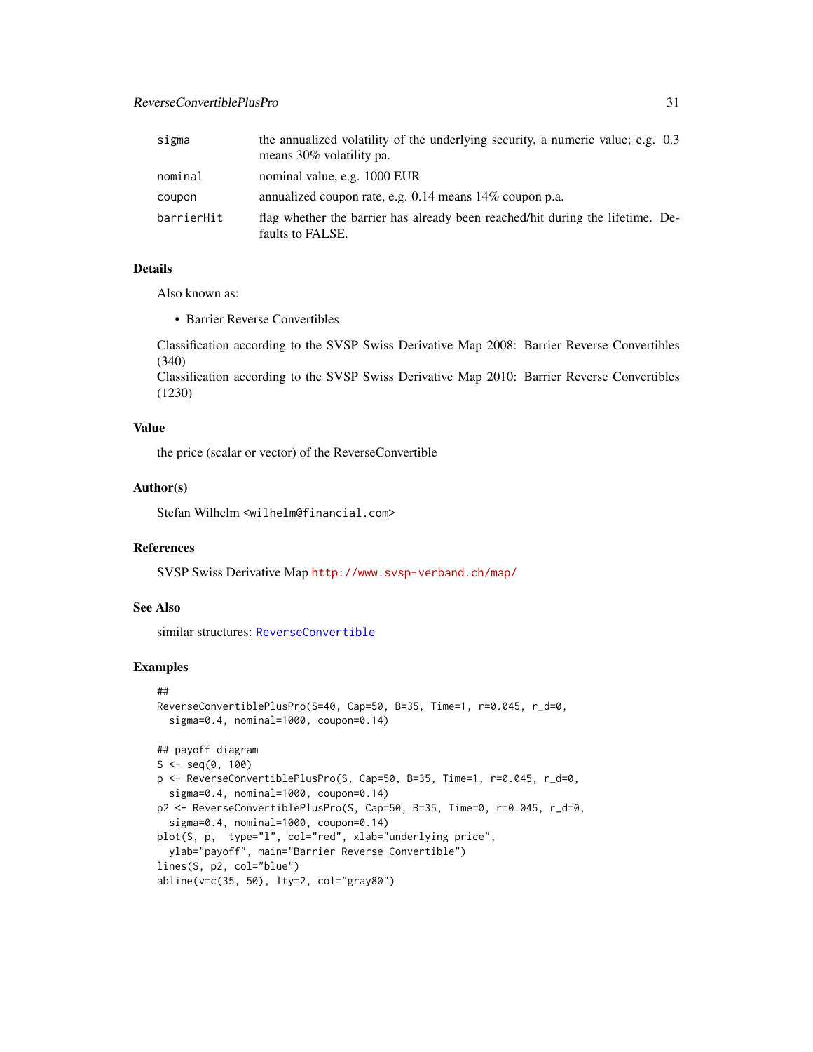| | |
|---|---|
| sigma | the annualized volatility of the underlying security, a numeric value; e.g. 0.3 means 30% volatility pa. |
| nominal | nominal value, e.g. 1000 EUR |
| coupon | annualized coupon rate, e.g. 0.14 means 14% coupon p.a. |
| barrierHit | flag whether the barrier has already been reached/hit during the lifetime. Defaults to FALSE. |

### Details

Also known as:

- Barrier Reverse Convertibles

Classification according to the SVSP Swiss Derivative Map 2008: Barrier Reverse Convertibles (340)
Classification according to the SVSP Swiss Derivative Map 2010: Barrier Reverse Convertibles (1230)

### Value

the price (scalar or vector) of the ReverseConvertible

### Author(s)

Stefan Wilhelm <wilhelm@financial.com>

### References

SVSP Swiss Derivative Map http://www.svsp-verband.ch/map/

### See Also

similar structures: ReverseConvertible

### Examples

```
##
ReverseConvertiblePlusPro(S=40, Cap=50, B=35, Time=1, r=0.045, r_d=0,
  sigma=0.4, nominal=1000, coupon=0.14)

## payoff diagram
S <- seq(0, 100)
p <- ReverseConvertiblePlusPro(S, Cap=50, B=35, Time=1, r=0.045, r_d=0,
  sigma=0.4, nominal=1000, coupon=0.14)
p2 <- ReverseConvertiblePlusPro(S, Cap=50, B=35, Time=0, r=0.045, r_d=0,
  sigma=0.4, nominal=1000, coupon=0.14)
plot(S, p,  type="l", col="red", xlab="underlying price",
  ylab="payoff", main="Barrier Reverse Convertible")
lines(S, p2, col="blue")
abline(v=c(35, 50), lty=2, col="gray80")
```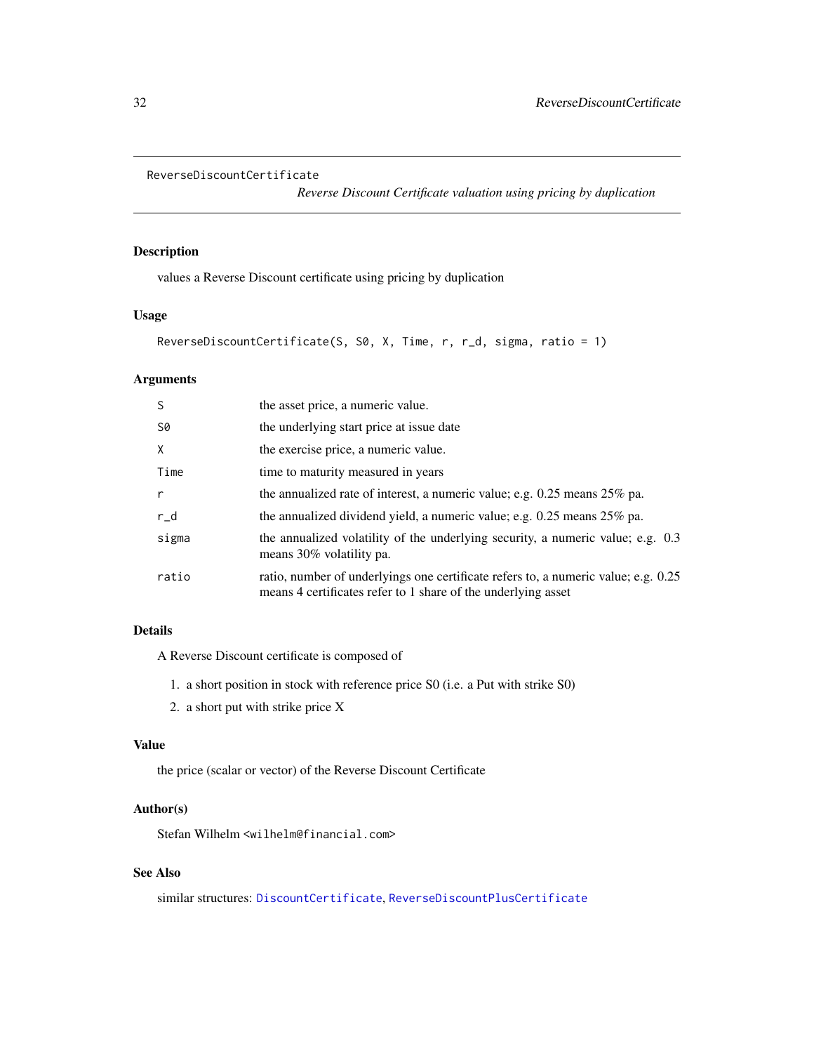ReverseDiscountCertificate

*Reverse Discount Certificate valuation using pricing by duplication*

## Description

values a Reverse Discount certificate using pricing by duplication

## Usage

```
ReverseDiscountCertificate(S, S0, X, Time, r, r_d, sigma, ratio = 1)
```

## Arguments

| | |
|---|---|
| S | the asset price, a numeric value. |
| S0 | the underlying start price at issue date |
| X | the exercise price, a numeric value. |
| Time | time to maturity measured in years |
| r | the annualized rate of interest, a numeric value; e.g. 0.25 means 25% pa. |
| r_d | the annualized dividend yield, a numeric value; e.g. 0.25 means 25% pa. |
| sigma | the annualized volatility of the underlying security, a numeric value; e.g. 0.3 means 30% volatility pa. |
| ratio | ratio, number of underlyings one certificate refers to, a numeric value; e.g. 0.25 means 4 certificates refer to 1 share of the underlying asset |

## Details

A Reverse Discount certificate is composed of

1. a short position in stock with reference price S0 (i.e. a Put with strike S0)
2. a short put with strike price X

## Value

the price (scalar or vector) of the Reverse Discount Certificate

## Author(s)

Stefan Wilhelm <wilhelm@financial.com>

## See Also

similar structures: DiscountCertificate, ReverseDiscountPlusCertificate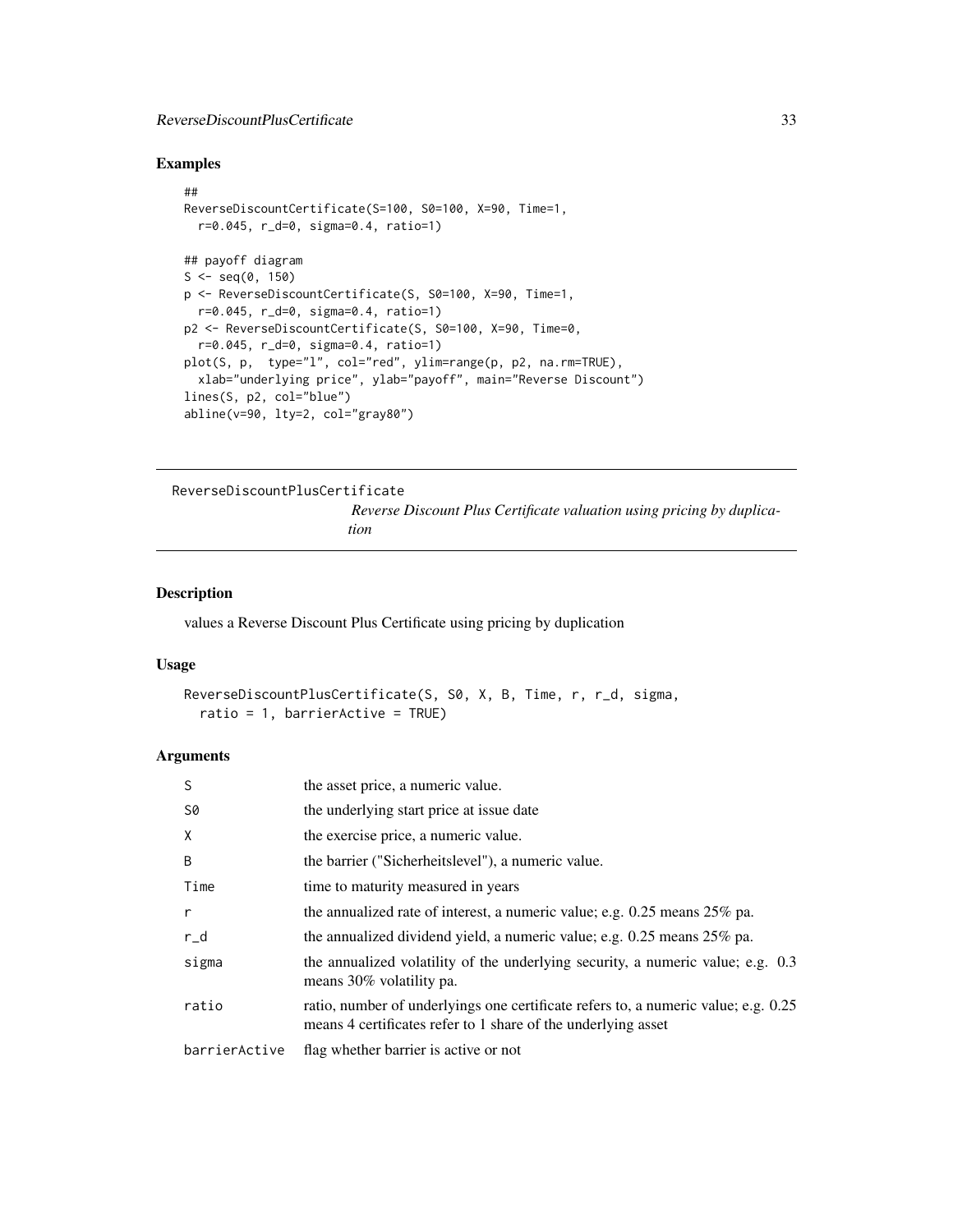## Examples

```
##
ReverseDiscountCertificate(S=100, S0=100, X=90, Time=1,
  r=0.045, r_d=0, sigma=0.4, ratio=1)

## payoff diagram
S <- seq(0, 150)
p <- ReverseDiscountCertificate(S, S0=100, X=90, Time=1,
  r=0.045, r_d=0, sigma=0.4, ratio=1)
p2 <- ReverseDiscountCertificate(S, S0=100, X=90, Time=0,
  r=0.045, r_d=0, sigma=0.4, ratio=1)
plot(S, p,  type="l", col="red", ylim=range(p, p2, na.rm=TRUE),
  xlab="underlying price", ylab="payoff", main="Reverse Discount")
lines(S, p2, col="blue")
abline(v=90, lty=2, col="gray80")
```

---

# ReverseDiscountPlusCertificate

*Reverse Discount Plus Certificate valuation using pricing by duplication*

## Description

values a Reverse Discount Plus Certificate using pricing by duplication

## Usage

```
ReverseDiscountPlusCertificate(S, S0, X, B, Time, r, r_d, sigma,
  ratio = 1, barrierActive = TRUE)
```

## Arguments

| | |
|---|---|
| S | the asset price, a numeric value. |
| S0 | the underlying start price at issue date |
| X | the exercise price, a numeric value. |
| B | the barrier ("Sicherheitslevel"), a numeric value. |
| Time | time to maturity measured in years |
| r | the annualized rate of interest, a numeric value; e.g. 0.25 means 25% pa. |
| r_d | the annualized dividend yield, a numeric value; e.g. 0.25 means 25% pa. |
| sigma | the annualized volatility of the underlying security, a numeric value; e.g. 0.3 means 30% volatility pa. |
| ratio | ratio, number of underlyings one certificate refers to, a numeric value; e.g. 0.25 means 4 certificates refer to 1 share of the underlying asset |
| barrierActive | flag whether barrier is active or not |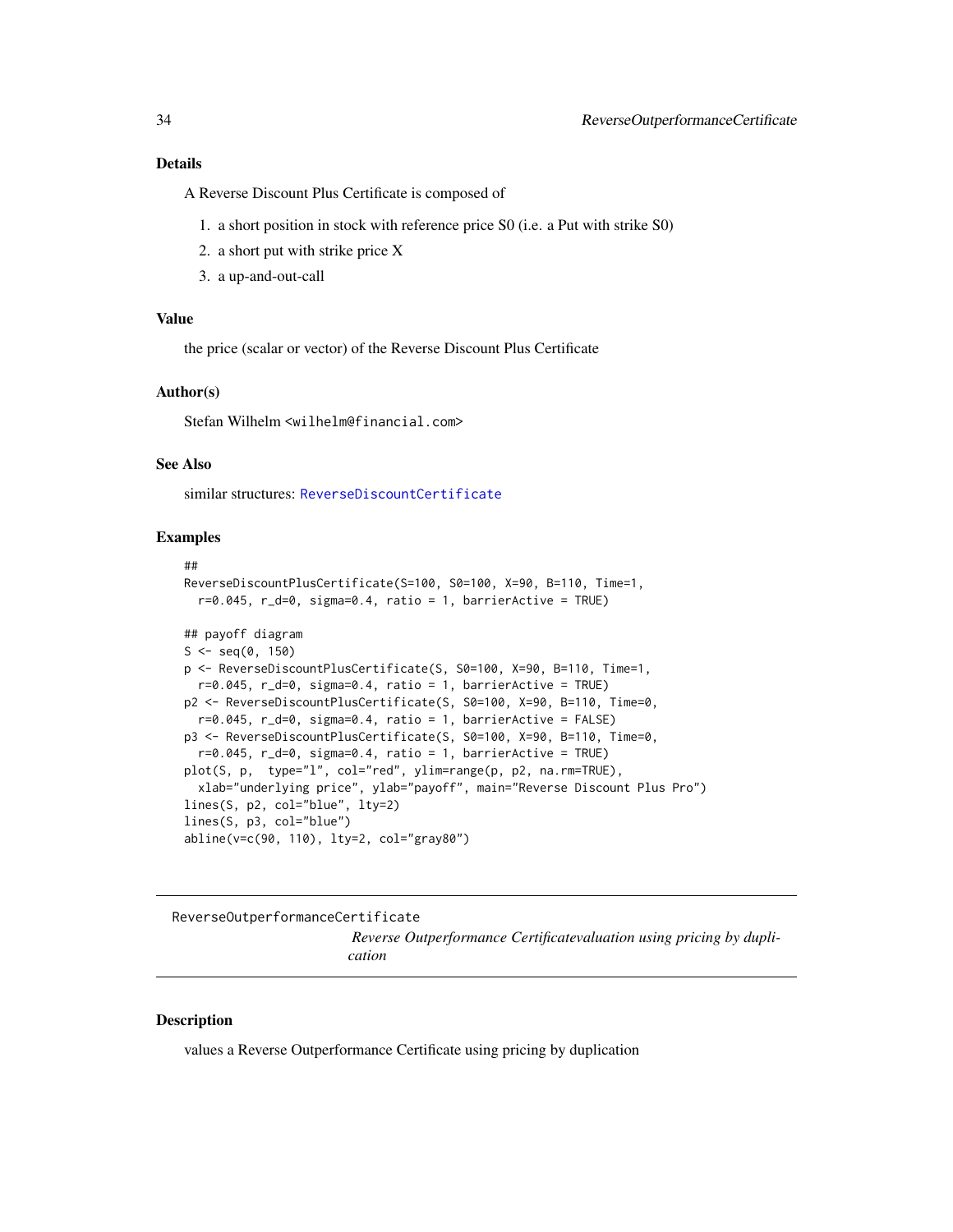### Details

A Reverse Discount Plus Certificate is composed of

1. a short position in stock with reference price S0 (i.e. a Put with strike S0)
2. a short put with strike price X
3. a up-and-out-call

### Value

the price (scalar or vector) of the Reverse Discount Plus Certificate

### Author(s)

Stefan Wilhelm <wilhelm@financial.com>

### See Also

similar structures: ReverseDiscountCertificate

### Examples

```
##
ReverseDiscountPlusCertificate(S=100, S0=100, X=90, B=110, Time=1,
  r=0.045, r_d=0, sigma=0.4, ratio = 1, barrierActive = TRUE)

## payoff diagram
S <- seq(0, 150)
p <- ReverseDiscountPlusCertificate(S, S0=100, X=90, B=110, Time=1,
  r=0.045, r_d=0, sigma=0.4, ratio = 1, barrierActive = TRUE)
p2 <- ReverseDiscountPlusCertificate(S, S0=100, X=90, B=110, Time=0,
  r=0.045, r_d=0, sigma=0.4, ratio = 1, barrierActive = FALSE)
p3 <- ReverseDiscountPlusCertificate(S, S0=100, X=90, B=110, Time=0,
  r=0.045, r_d=0, sigma=0.4, ratio = 1, barrierActive = TRUE)
plot(S, p,  type="l", col="red", ylim=range(p, p2, na.rm=TRUE),
  xlab="underlying price", ylab="payoff", main="Reverse Discount Plus Pro")
lines(S, p2, col="blue", lty=2)
lines(S, p3, col="blue")
abline(v=c(90, 110), lty=2, col="gray80")
```

---

## ReverseOutperformanceCertificate

*Reverse Outperformance Certificatevaluation using pricing by duplication*

### Description

values a Reverse Outperformance Certificate using pricing by duplication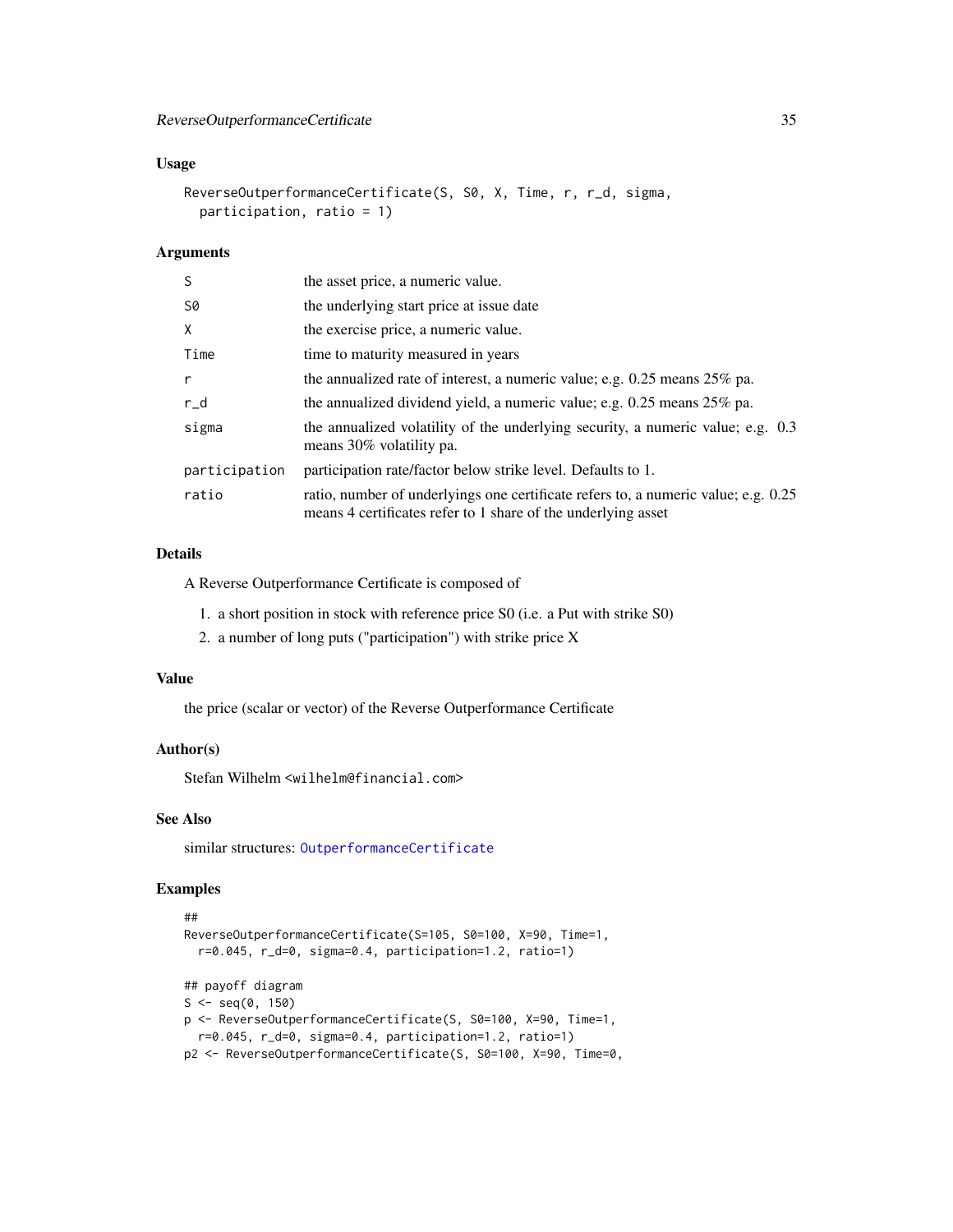### Usage

```
ReverseOutperformanceCertificate(S, S0, X, Time, r, r_d, sigma,
  participation, ratio = 1)
```

### Arguments

| | |
|---|---|
| S | the asset price, a numeric value. |
| S0 | the underlying start price at issue date |
| X | the exercise price, a numeric value. |
| Time | time to maturity measured in years |
| r | the annualized rate of interest, a numeric value; e.g. 0.25 means 25% pa. |
| r_d | the annualized dividend yield, a numeric value; e.g. 0.25 means 25% pa. |
| sigma | the annualized volatility of the underlying security, a numeric value; e.g. 0.3 means 30% volatility pa. |
| participation | participation rate/factor below strike level. Defaults to 1. |
| ratio | ratio, number of underlyings one certificate refers to, a numeric value; e.g. 0.25 means 4 certificates refer to 1 share of the underlying asset |

### Details

A Reverse Outperformance Certificate is composed of

1. a short position in stock with reference price S0 (i.e. a Put with strike S0)
2. a number of long puts ("participation") with strike price X

### Value

the price (scalar or vector) of the Reverse Outperformance Certificate

### Author(s)

Stefan Wilhelm <wilhelm@financial.com>

### See Also

similar structures: OutperformanceCertificate

### Examples

```
##
ReverseOutperformanceCertificate(S=105, S0=100, X=90, Time=1,
  r=0.045, r_d=0, sigma=0.4, participation=1.2, ratio=1)

## payoff diagram
S <- seq(0, 150)
p <- ReverseOutperformanceCertificate(S, S0=100, X=90, Time=1,
  r=0.045, r_d=0, sigma=0.4, participation=1.2, ratio=1)
p2 <- ReverseOutperformanceCertificate(S, S0=100, X=90, Time=0,
```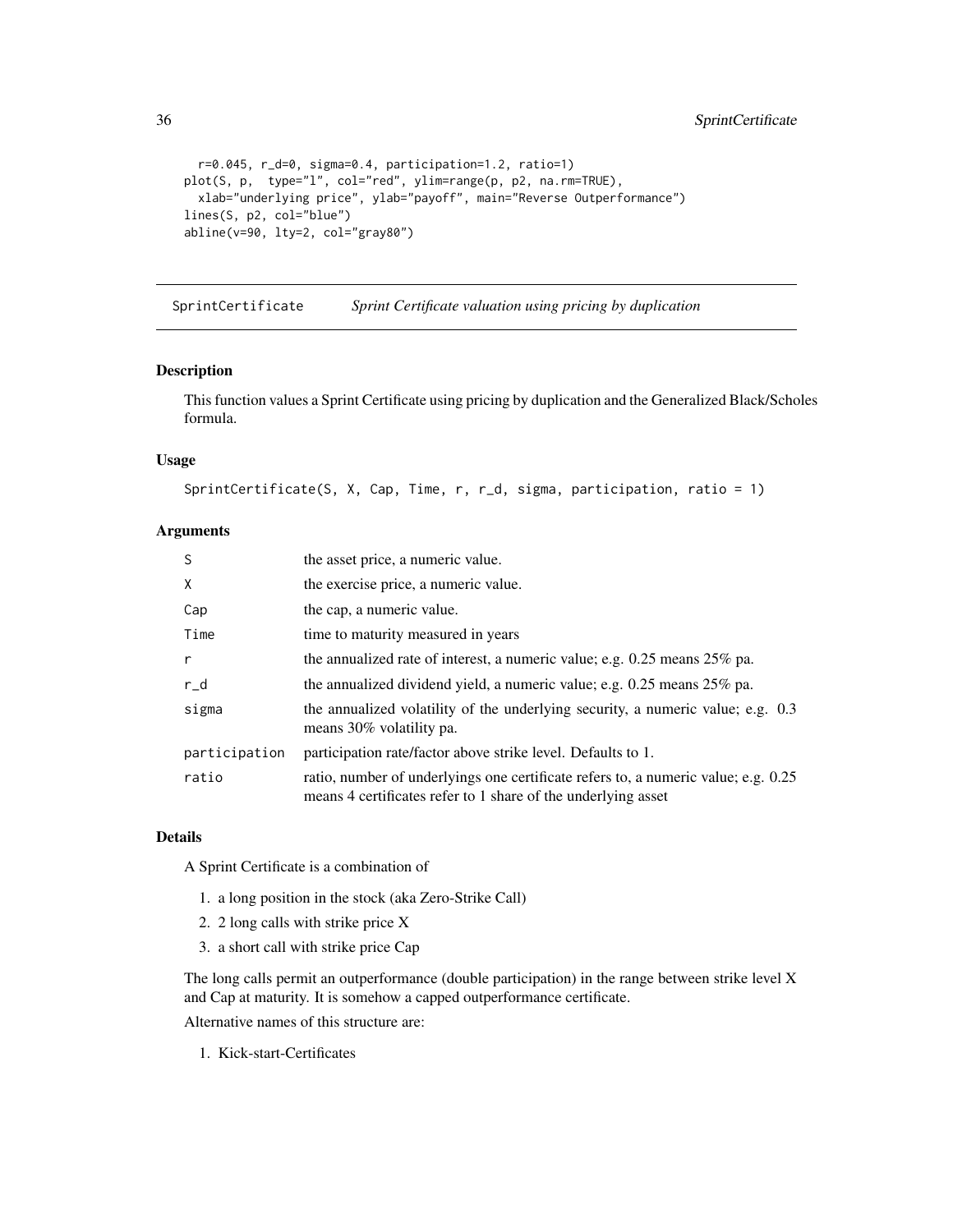```
  r=0.045, r_d=0, sigma=0.4, participation=1.2, ratio=1)
plot(S, p,  type="l", col="red", ylim=range(p, p2, na.rm=TRUE),
  xlab="underlying price", ylab="payoff", main="Reverse Outperformance")
lines(S, p2, col="blue")
abline(v=90, lty=2, col="gray80")
```

## SprintCertificate — *Sprint Certificate valuation using pricing by duplication*

### Description

This function values a Sprint Certificate using pricing by duplication and the Generalized Black/Scholes formula.

### Usage

```
SprintCertificate(S, X, Cap, Time, r, r_d, sigma, participation, ratio = 1)
```

### Arguments

| | |
|---|---|
| S | the asset price, a numeric value. |
| X | the exercise price, a numeric value. |
| Cap | the cap, a numeric value. |
| Time | time to maturity measured in years |
| r | the annualized rate of interest, a numeric value; e.g. 0.25 means 25% pa. |
| r_d | the annualized dividend yield, a numeric value; e.g. 0.25 means 25% pa. |
| sigma | the annualized volatility of the underlying security, a numeric value; e.g. 0.3 means 30% volatility pa. |
| participation | participation rate/factor above strike level. Defaults to 1. |
| ratio | ratio, number of underlyings one certificate refers to, a numeric value; e.g. 0.25 means 4 certificates refer to 1 share of the underlying asset |

### Details

A Sprint Certificate is a combination of

1. a long position in the stock (aka Zero-Strike Call)
2. 2 long calls with strike price X
3. a short call with strike price Cap

The long calls permit an outperformance (double participation) in the range between strike level X and Cap at maturity. It is somehow a capped outperformance certificate.

Alternative names of this structure are:

1. Kick-start-Certificates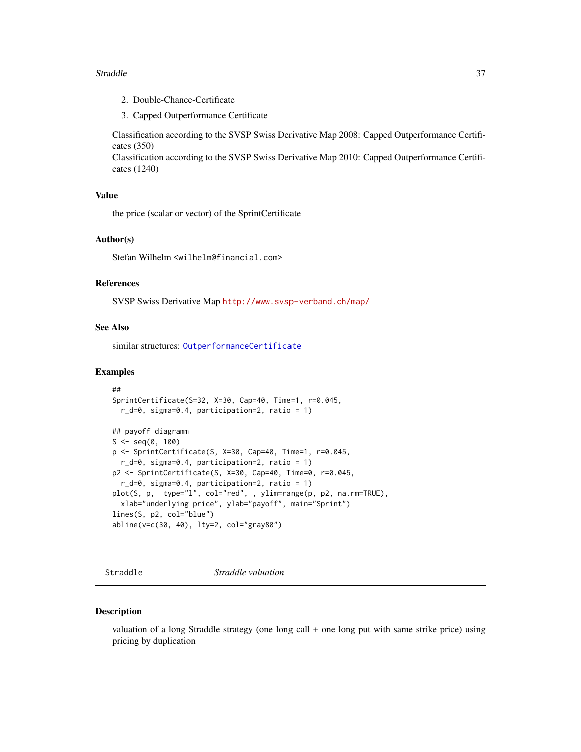2. Double-Chance-Certificate
3. Capped Outperformance Certificate

Classification according to the SVSP Swiss Derivative Map 2008: Capped Outperformance Certificates (350)
Classification according to the SVSP Swiss Derivative Map 2010: Capped Outperformance Certificates (1240)

### Value

the price (scalar or vector) of the SprintCertificate

### Author(s)

Stefan Wilhelm <wilhelm@financial.com>

### References

SVSP Swiss Derivative Map http://www.svsp-verband.ch/map/

### See Also

similar structures: OutperformanceCertificate

### Examples

```
##
SprintCertificate(S=32, X=30, Cap=40, Time=1, r=0.045,
  r_d=0, sigma=0.4, participation=2, ratio = 1)

## payoff diagramm
S <- seq(0, 100)
p <- SprintCertificate(S, X=30, Cap=40, Time=1, r=0.045,
  r_d=0, sigma=0.4, participation=2, ratio = 1)
p2 <- SprintCertificate(S, X=30, Cap=40, Time=0, r=0.045,
  r_d=0, sigma=0.4, participation=2, ratio = 1)
plot(S, p,  type="l", col="red", , ylim=range(p, p2, na.rm=TRUE),
  xlab="underlying price", ylab="payoff", main="Sprint")
lines(S, p2, col="blue")
abline(v=c(30, 40), lty=2, col="gray80")
```

---

## Straddle *Straddle valuation*

### Description

valuation of a long Straddle strategy (one long call + one long put with same strike price) using pricing by duplication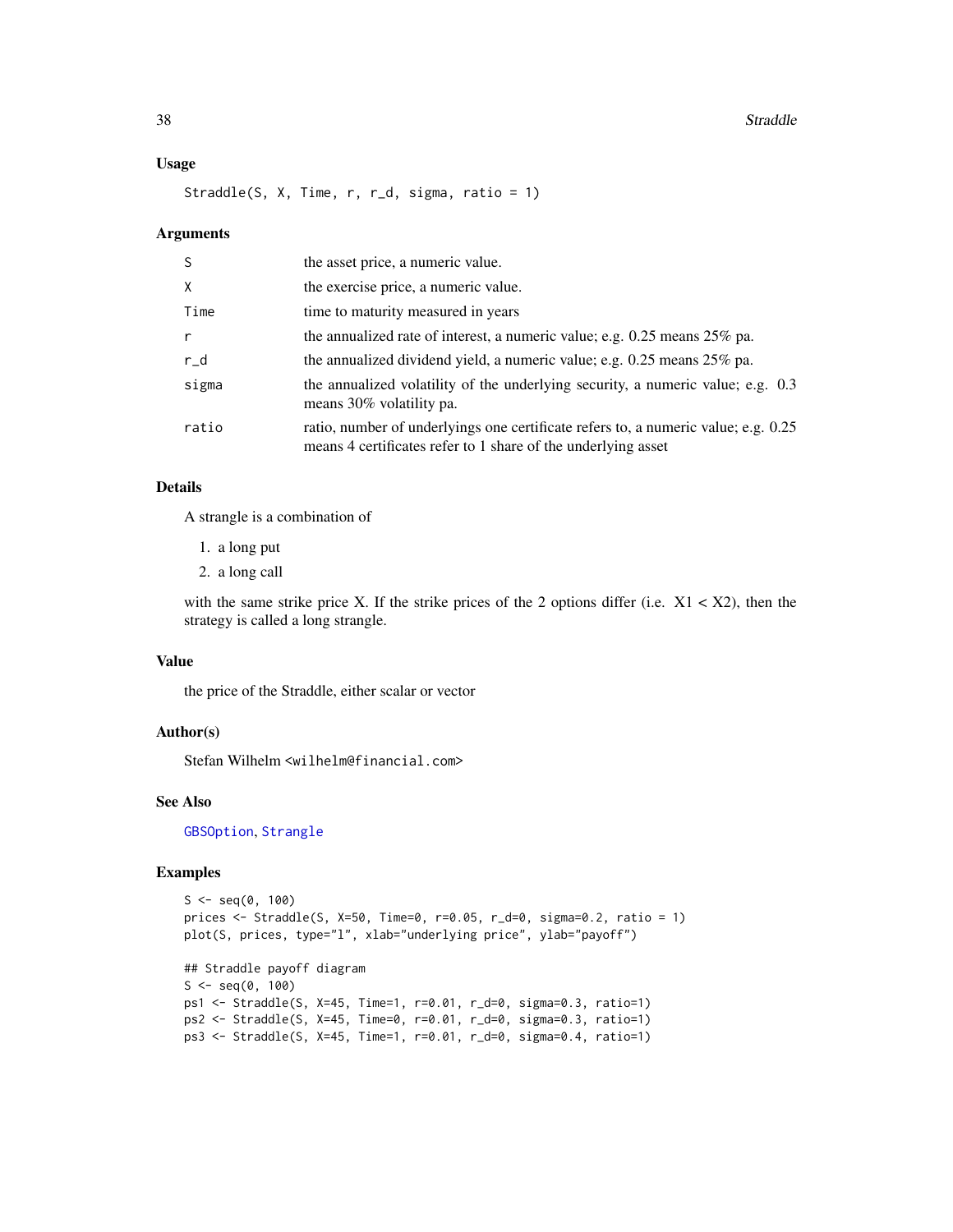### Usage

```
Straddle(S, X, Time, r, r_d, sigma, ratio = 1)
```

### Arguments

| | |
|---|---|
| S | the asset price, a numeric value. |
| X | the exercise price, a numeric value. |
| Time | time to maturity measured in years |
| r | the annualized rate of interest, a numeric value; e.g. 0.25 means 25% pa. |
| r_d | the annualized dividend yield, a numeric value; e.g. 0.25 means 25% pa. |
| sigma | the annualized volatility of the underlying security, a numeric value; e.g. 0.3 means 30% volatility pa. |
| ratio | ratio, number of underlyings one certificate refers to, a numeric value; e.g. 0.25 means 4 certificates refer to 1 share of the underlying asset |

### Details

A strangle is a combination of

1. a long put
2. a long call

with the same strike price X. If the strike prices of the 2 options differ (i.e. $X1 < X2$), then the strategy is called a long strangle.

### Value

the price of the Straddle, either scalar or vector

### Author(s)

Stefan Wilhelm <wilhelm@financial.com>

### See Also

GBSOption, Strangle

### Examples

```
S <- seq(0, 100)
prices <- Straddle(S, X=50, Time=0, r=0.05, r_d=0, sigma=0.2, ratio = 1)
plot(S, prices, type="l", xlab="underlying price", ylab="payoff")

## Straddle payoff diagram
S <- seq(0, 100)
ps1 <- Straddle(S, X=45, Time=1, r=0.01, r_d=0, sigma=0.3, ratio=1)
ps2 <- Straddle(S, X=45, Time=0, r=0.01, r_d=0, sigma=0.3, ratio=1)
ps3 <- Straddle(S, X=45, Time=1, r=0.01, r_d=0, sigma=0.4, ratio=1)
```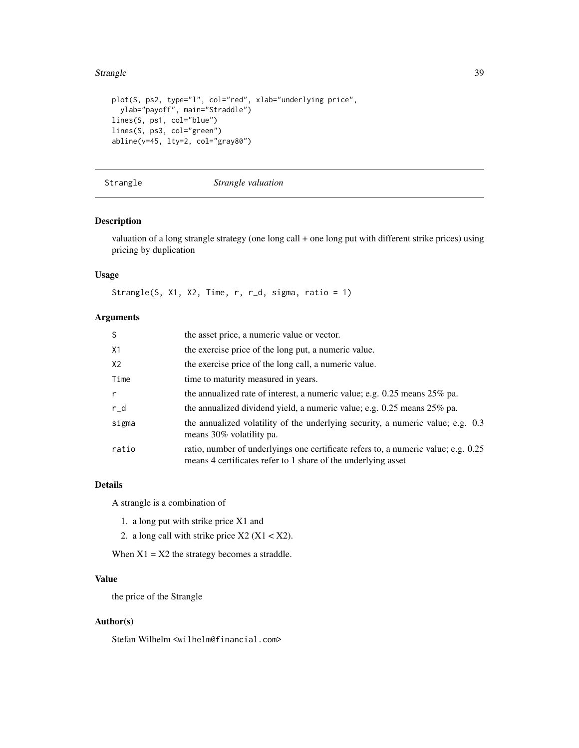```
plot(S, ps2, type="l", col="red", xlab="underlying price",
  ylab="payoff", main="Straddle")
lines(S, ps1, col="blue")
lines(S, ps3, col="green")
abline(v=45, lty=2, col="gray80")
```

## Strangle — *Strangle valuation*

### Description

valuation of a long strangle strategy (one long call + one long put with different strike prices) using pricing by duplication

### Usage

```
Strangle(S, X1, X2, Time, r, r_d, sigma, ratio = 1)
```

### Arguments

| | |
|---|---|
| S | the asset price, a numeric value or vector. |
| X1 | the exercise price of the long put, a numeric value. |
| X2 | the exercise price of the long call, a numeric value. |
| Time | time to maturity measured in years. |
| r | the annualized rate of interest, a numeric value; e.g. 0.25 means 25% pa. |
| r_d | the annualized dividend yield, a numeric value; e.g. 0.25 means 25% pa. |
| sigma | the annualized volatility of the underlying security, a numeric value; e.g. 0.3 means 30% volatility pa. |
| ratio | ratio, number of underlyings one certificate refers to, a numeric value; e.g. 0.25 means 4 certificates refer to 1 share of the underlying asset |

### Details

A strangle is a combination of

1. a long put with strike price X1 and
2. a long call with strike price X2 (X1 < X2).

When X1 = X2 the strategy becomes a straddle.

### Value

the price of the Strangle

### Author(s)

Stefan Wilhelm <wilhelm@financial.com>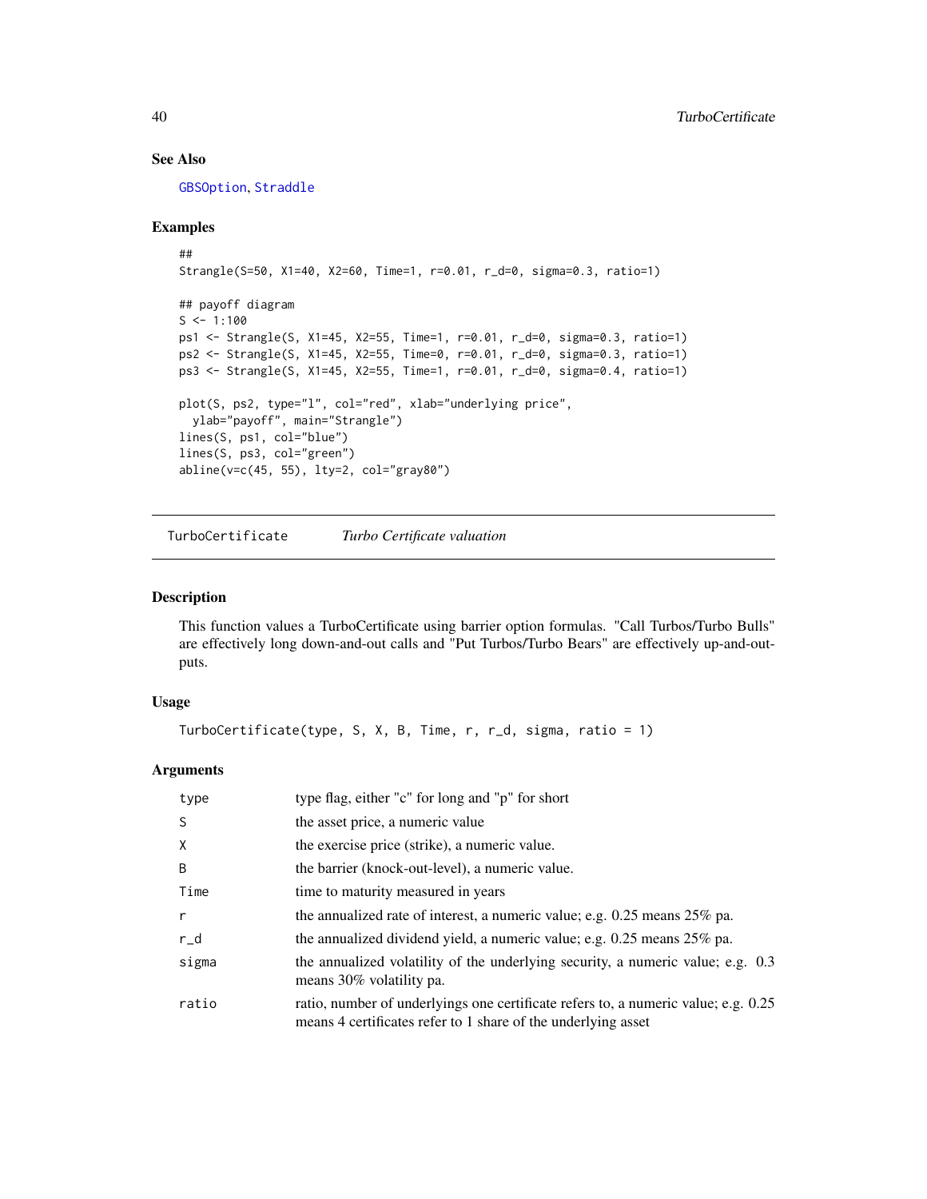### See Also

GBSOption, Straddle

### Examples

```
##
Strangle(S=50, X1=40, X2=60, Time=1, r=0.01, r_d=0, sigma=0.3, ratio=1)

## payoff diagram
S <- 1:100
ps1 <- Strangle(S, X1=45, X2=55, Time=1, r=0.01, r_d=0, sigma=0.3, ratio=1)
ps2 <- Strangle(S, X1=45, X2=55, Time=0, r=0.01, r_d=0, sigma=0.3, ratio=1)
ps3 <- Strangle(S, X1=45, X2=55, Time=1, r=0.01, r_d=0, sigma=0.4, ratio=1)

plot(S, ps2, type="l", col="red", xlab="underlying price",
  ylab="payoff", main="Strangle")
lines(S, ps1, col="blue")
lines(S, ps3, col="green")
abline(v=c(45, 55), lty=2, col="gray80")
```

---

## TurboCertificate *Turbo Certificate valuation*

---

### Description

This function values a TurboCertificate using barrier option formulas. "Call Turbos/Turbo Bulls" are effectively long down-and-out calls and "Put Turbos/Turbo Bears" are effectively up-and-out-puts.

### Usage

```
TurboCertificate(type, S, X, B, Time, r, r_d, sigma, ratio = 1)
```

### Arguments

| | |
|---|---|
| type | type flag, either "c" for long and "p" for short |
| S | the asset price, a numeric value |
| X | the exercise price (strike), a numeric value. |
| B | the barrier (knock-out-level), a numeric value. |
| Time | time to maturity measured in years |
| r | the annualized rate of interest, a numeric value; e.g. 0.25 means 25% pa. |
| r_d | the annualized dividend yield, a numeric value; e.g. 0.25 means 25% pa. |
| sigma | the annualized volatility of the underlying security, a numeric value; e.g. 0.3 means 30% volatility pa. |
| ratio | ratio, number of underlyings one certificate refers to, a numeric value; e.g. 0.25 means 4 certificates refer to 1 share of the underlying asset |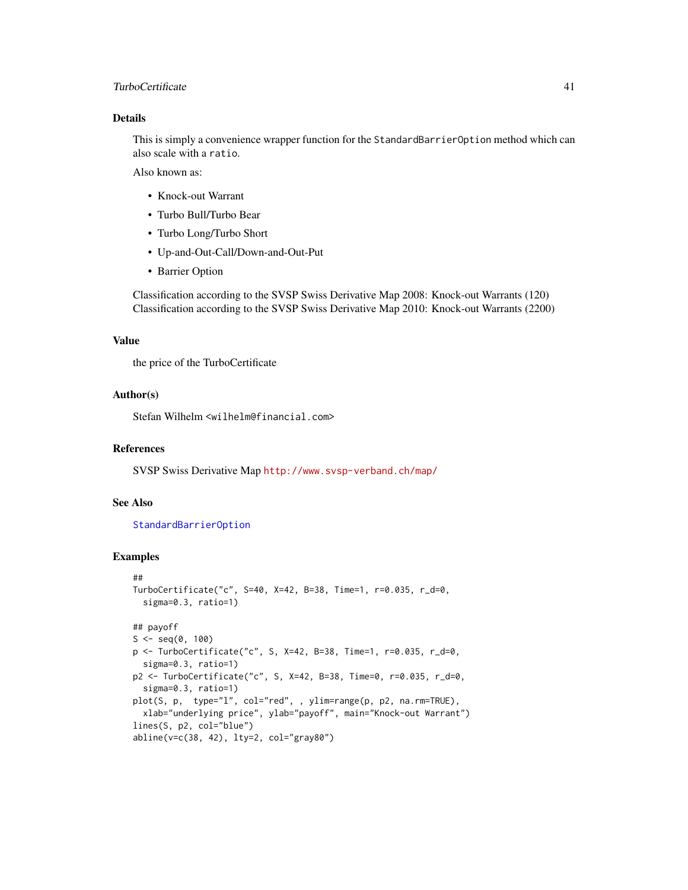### Details

This is simply a convenience wrapper function for the `StandardBarrierOption` method which can also scale with a `ratio`.

Also known as:

- Knock-out Warrant
- Turbo Bull/Turbo Bear
- Turbo Long/Turbo Short
- Up-and-Out-Call/Down-and-Out-Put
- Barrier Option

Classification according to the SVSP Swiss Derivative Map 2008: Knock-out Warrants (120)
Classification according to the SVSP Swiss Derivative Map 2010: Knock-out Warrants (2200)

### Value

the price of the TurboCertificate

### Author(s)

Stefan Wilhelm <wilhelm@financial.com>

### References

SVSP Swiss Derivative Map http://www.svsp-verband.ch/map/

### See Also

StandardBarrierOption

### Examples

```
##
TurboCertificate("c", S=40, X=42, B=38, Time=1, r=0.035, r_d=0,
  sigma=0.3, ratio=1)

## payoff
S <- seq(0, 100)
p <- TurboCertificate("c", S, X=42, B=38, Time=1, r=0.035, r_d=0,
  sigma=0.3, ratio=1)
p2 <- TurboCertificate("c", S, X=42, B=38, Time=0, r=0.035, r_d=0,
  sigma=0.3, ratio=1)
plot(S, p,  type="l", col="red", , ylim=range(p, p2, na.rm=TRUE),
  xlab="underlying price", ylab="payoff", main="Knock-out Warrant")
lines(S, p2, col="blue")
abline(v=c(38, 42), lty=2, col="gray80")
```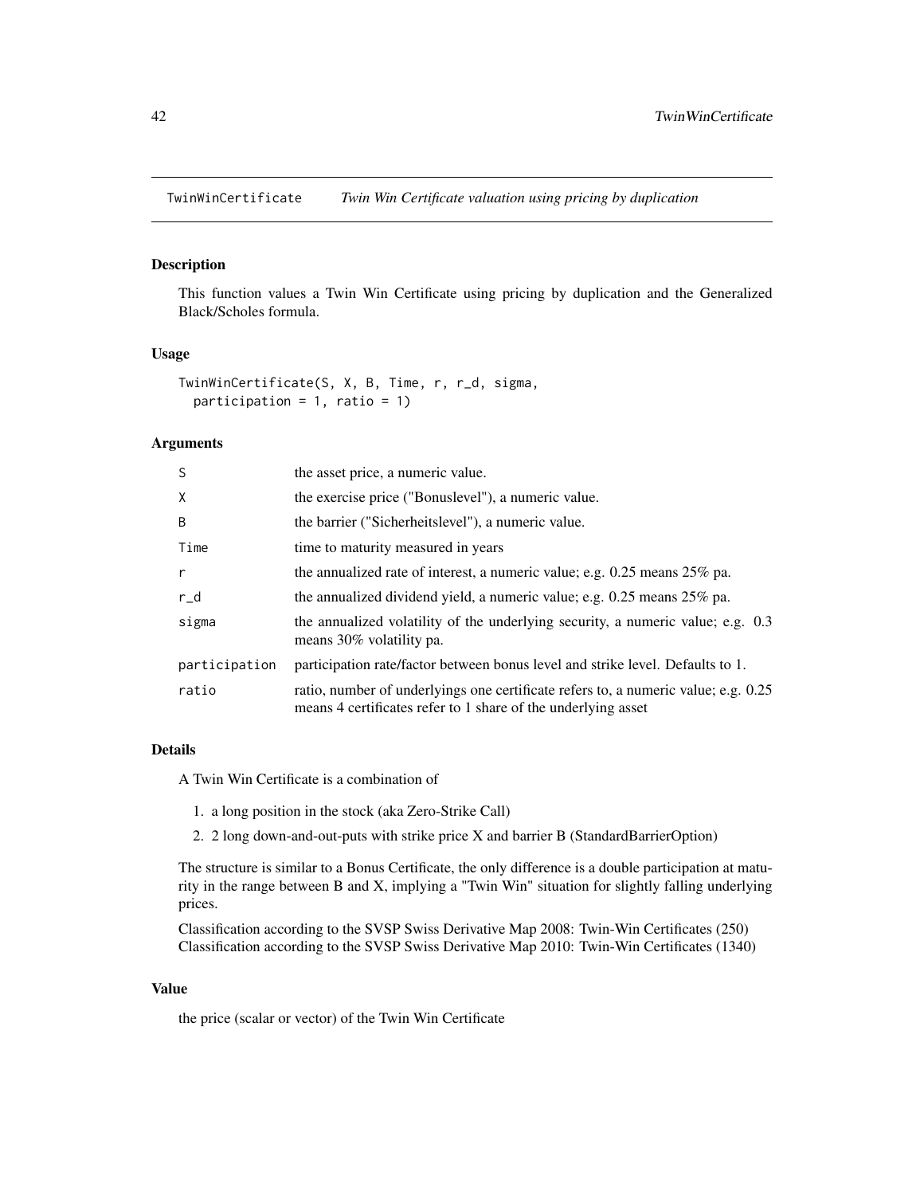# TwinWinCertificate — *Twin Win Certificate valuation using pricing by duplication*

## Description

This function values a Twin Win Certificate using pricing by duplication and the Generalized Black/Scholes formula.

## Usage

```
TwinWinCertificate(S, X, B, Time, r, r_d, sigma,
  participation = 1, ratio = 1)
```

## Arguments

| | |
|---|---|
| S | the asset price, a numeric value. |
| X | the exercise price ("Bonuslevel"), a numeric value. |
| B | the barrier ("Sicherheitslevel"), a numeric value. |
| Time | time to maturity measured in years |
| r | the annualized rate of interest, a numeric value; e.g. 0.25 means 25% pa. |
| r_d | the annualized dividend yield, a numeric value; e.g. 0.25 means 25% pa. |
| sigma | the annualized volatility of the underlying security, a numeric value; e.g. 0.3 means 30% volatility pa. |
| participation | participation rate/factor between bonus level and strike level. Defaults to 1. |
| ratio | ratio, number of underlyings one certificate refers to, a numeric value; e.g. 0.25 means 4 certificates refer to 1 share of the underlying asset |

## Details

A Twin Win Certificate is a combination of

1. a long position in the stock (aka Zero-Strike Call)
2. 2 long down-and-out-puts with strike price X and barrier B (StandardBarrierOption)

The structure is similar to a Bonus Certificate, the only difference is a double participation at maturity in the range between B and X, implying a "Twin Win" situation for slightly falling underlying prices.

Classification according to the SVSP Swiss Derivative Map 2008: Twin-Win Certificates (250)
Classification according to the SVSP Swiss Derivative Map 2010: Twin-Win Certificates (1340)

## Value

the price (scalar or vector) of the Twin Win Certificate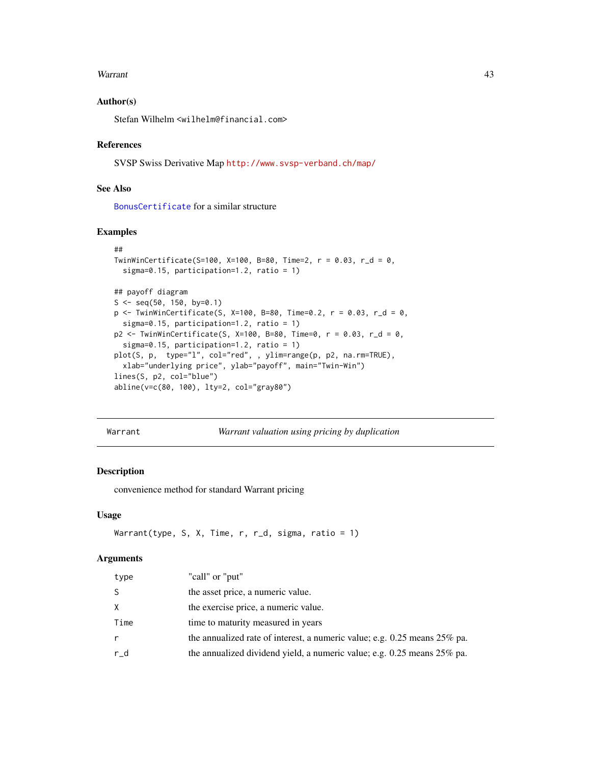### Author(s)

Stefan Wilhelm <wilhelm@financial.com>

### References

SVSP Swiss Derivative Map http://www.svsp-verband.ch/map/

### See Also

BonusCertificate for a similar structure

### Examples

```
##
TwinWinCertificate(S=100, X=100, B=80, Time=2, r = 0.03, r_d = 0,
  sigma=0.15, participation=1.2, ratio = 1)

## payoff diagram
S <- seq(50, 150, by=0.1)
p <- TwinWinCertificate(S, X=100, B=80, Time=0.2, r = 0.03, r_d = 0,
  sigma=0.15, participation=1.2, ratio = 1)
p2 <- TwinWinCertificate(S, X=100, B=80, Time=0, r = 0.03, r_d = 0,
  sigma=0.15, participation=1.2, ratio = 1)
plot(S, p,  type="l", col="red", , ylim=range(p, p2, na.rm=TRUE),
  xlab="underlying price", ylab="payoff", main="Twin-Win")
lines(S, p2, col="blue")
abline(v=c(80, 100), lty=2, col="gray80")
```

---

## Warrant — *Warrant valuation using pricing by duplication*

### Description

convenience method for standard Warrant pricing

### Usage

```
Warrant(type, S, X, Time, r, r_d, sigma, ratio = 1)
```

### Arguments

| | |
|---|---|
| type | "call" or "put" |
| S | the asset price, a numeric value. |
| X | the exercise price, a numeric value. |
| Time | time to maturity measured in years |
| r | the annualized rate of interest, a numeric value; e.g. 0.25 means 25% pa. |
| r_d | the annualized dividend yield, a numeric value; e.g. 0.25 means 25% pa. |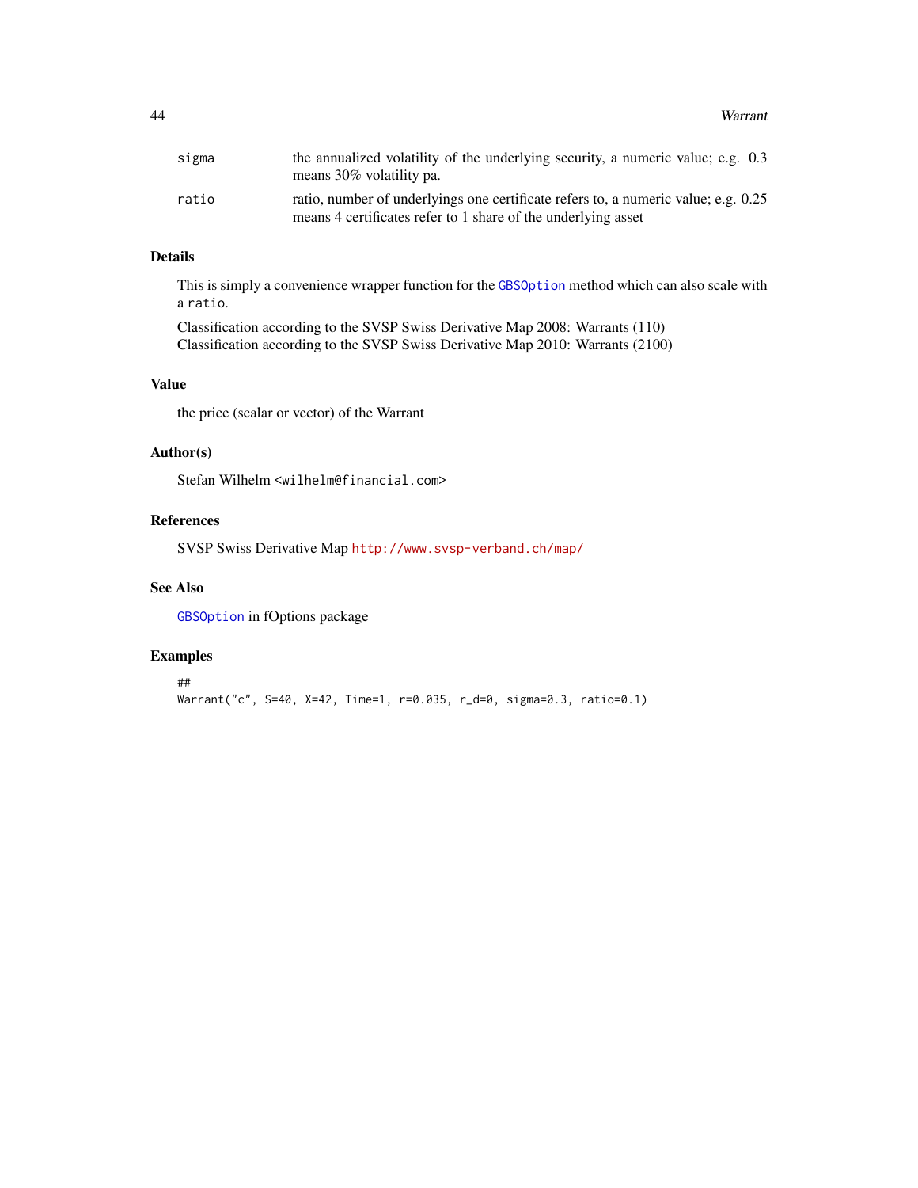| | |
|---|---|
| sigma | the annualized volatility of the underlying security, a numeric value; e.g. 0.3 means 30% volatility pa. |
| ratio | ratio, number of underlyings one certificate refers to, a numeric value; e.g. 0.25 means 4 certificates refer to 1 share of the underlying asset |

## Details

This is simply a convenience wrapper function for the `GBSOption` method which can also scale with a `ratio`.

Classification according to the SVSP Swiss Derivative Map 2008: Warrants (110)
Classification according to the SVSP Swiss Derivative Map 2010: Warrants (2100)

## Value

the price (scalar or vector) of the Warrant

## Author(s)

Stefan Wilhelm <wilhelm@financial.com>

## References

SVSP Swiss Derivative Map http://www.svsp-verband.ch/map/

## See Also

`GBSOption` in fOptions package

## Examples

```
##
Warrant("c", S=40, X=42, Time=1, r=0.035, r_d=0, sigma=0.3, ratio=0.1)
```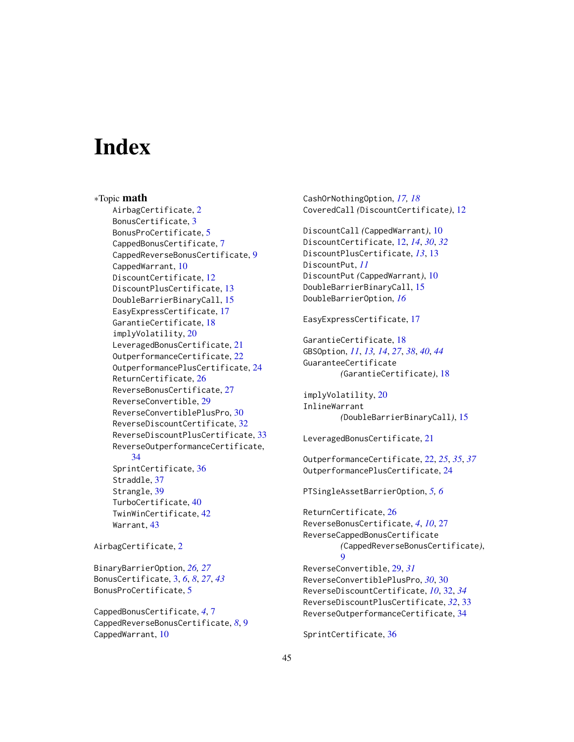# Index

∗Topic **math**

- AirbagCertificate, 2
- BonusCertificate, 3
- BonusProCertificate, 5
- CappedBonusCertificate, 7
- CappedReverseBonusCertificate, 9
- CappedWarrant, 10
- DiscountCertificate, 12
- DiscountPlusCertificate, 13
- DoubleBarrierBinaryCall, 15
- EasyExpressCertificate, 17
- GarantieCertificate, 18
- implyVolatility, 20
- LeveragedBonusCertificate, 21
- OutperformanceCertificate, 22
- OutperformancePlusCertificate, 24
- ReturnCertificate, 26
- ReverseBonusCertificate, 27
- ReverseConvertible, 29
- ReverseConvertiblePlusPro, 30
- ReverseDiscountCertificate, 32
- ReverseDiscountPlusCertificate, 33
- ReverseOutperformanceCertificate, 34
- SprintCertificate, 36
- Straddle, 37
- Strangle, 39
- TurboCertificate, 40
- TwinWinCertificate, 42
- Warrant, 43

AirbagCertificate, 2

BinaryBarrierOption, *26, 27*
BonusCertificate, 3, *6*, *8*, *27*, *43*
BonusProCertificate, 5

CappedBonusCertificate, *4*, 7
CappedReverseBonusCertificate, *8*, 9
CappedWarrant, 10
CashOrNothingOption, *17, 18*
CoveredCall *(DiscountCertificate)*, 12

DiscountCall *(CappedWarrant)*, 10
DiscountCertificate, 12, *14*, *30*, *32*
DiscountPlusCertificate, *13*, 13
DiscountPut, *11*
DiscountPut *(CappedWarrant)*, 10
DoubleBarrierBinaryCall, 15
DoubleBarrierOption, *16*

EasyExpressCertificate, 17

GarantieCertificate, 18
GBSOption, *11*, *13, 14*, *27*, *38*, *40*, *44*
GuaranteeCertificate *(GarantieCertificate)*, 18

implyVolatility, 20
InlineWarrant *(DoubleBarrierBinaryCall)*, 15

LeveragedBonusCertificate, 21

OutperformanceCertificate, 22, *25*, *35*, *37*
OutperformancePlusCertificate, 24

PTSingleAssetBarrierOption, *5, 6*

ReturnCertificate, 26
ReverseBonusCertificate, *4*, *10*, 27
ReverseCappedBonusCertificate *(CappedReverseBonusCertificate)*, 9
ReverseConvertible, 29, *31*
ReverseConvertiblePlusPro, *30*, 30
ReverseDiscountCertificate, *10*, 32, *34*
ReverseDiscountPlusCertificate, *32*, 33
ReverseOutperformanceCertificate, 34

SprintCertificate, 36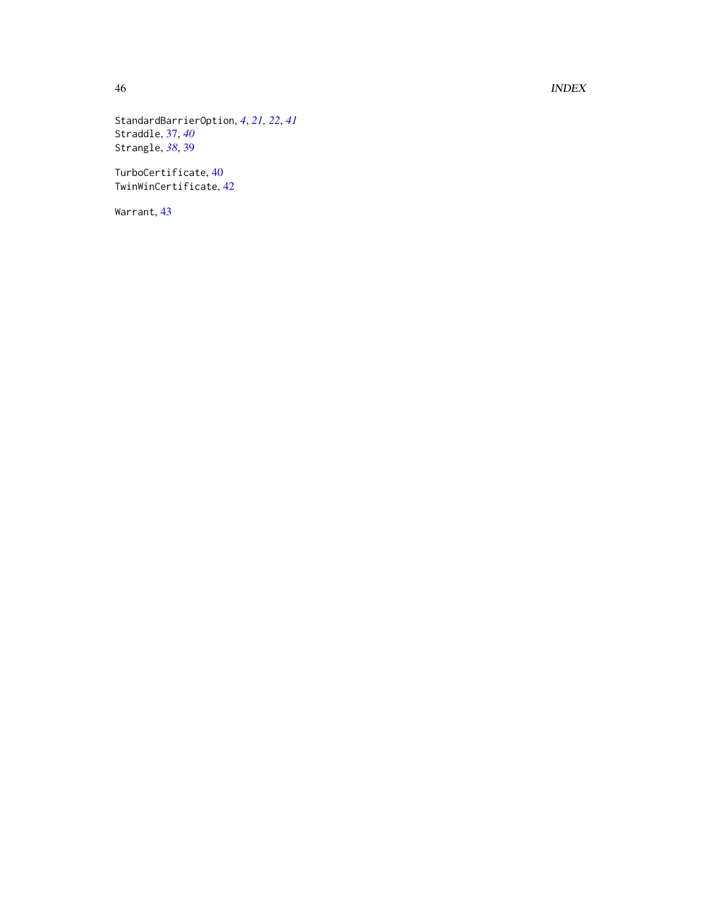StandardBarrierOption, *4*, *21, 22*, *41*
Straddle, 37, *40*
Strangle, *38*, 39

TurboCertificate, 40
TwinWinCertificate, 42

Warrant, 43